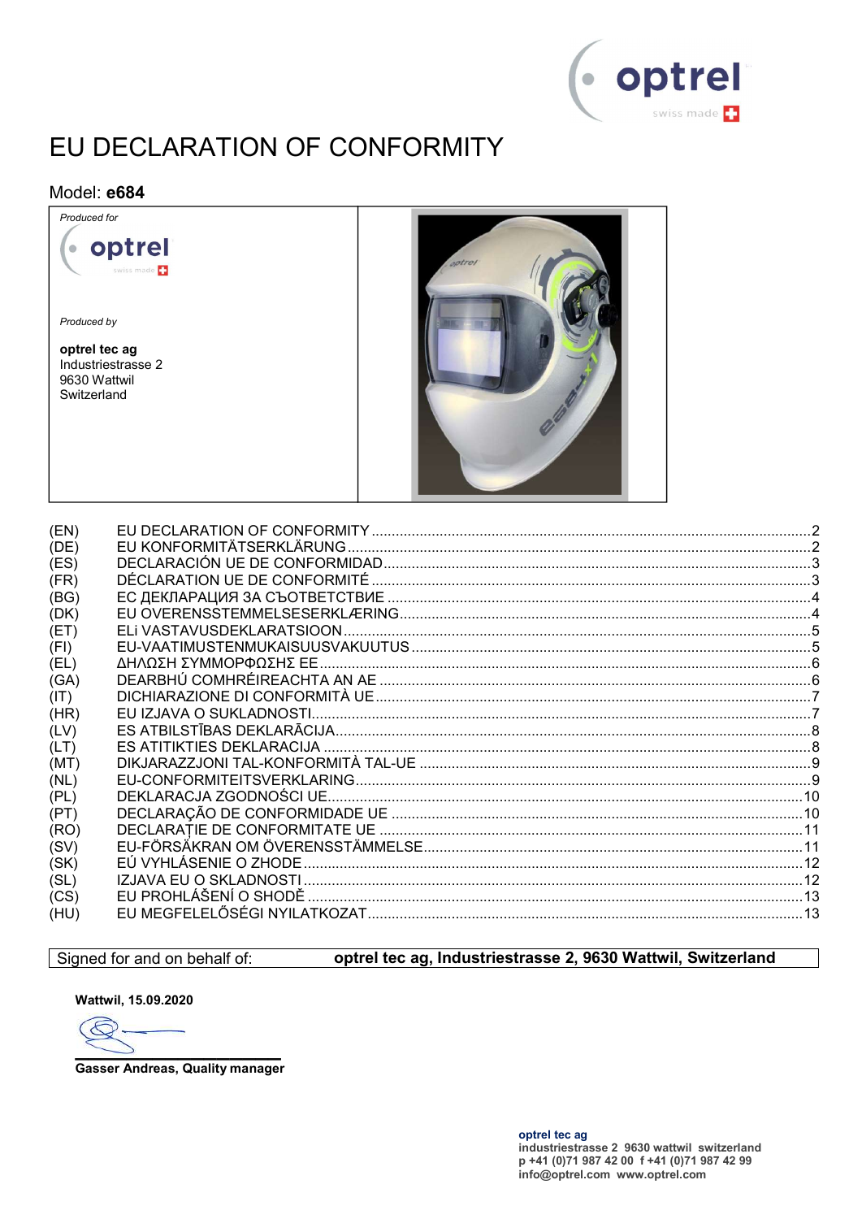# EU DECLARATION OF CONFORMITY

## Model: **e684**

| *Produced for* | |
|---|---|
| optrel | |
| *Produced by* | |
| **optrel tec ag**<br>Industriestrasse 2<br>9630 Wattwil<br>Switzerland | |

| | | |
|---|---|---|
| (EN) | EU DECLARATION OF CONFORMITY | 2 |
| (DE) | EU KONFORMITÄTSERKLÄRUNG | 2 |
| (ES) | DECLARACIÓN UE DE CONFORMIDAD | 3 |
| (FR) | DÉCLARATION UE DE CONFORMITÉ | 3 |
| (BG) | ЕС ДЕКЛАРАЦИЯ ЗА СЪОТВЕТСТВИЕ | 4 |
| (DK) | EU OVERENSSTEMMELSESERKLÆRING | 4 |
| (ET) | ELi VASTAVUSDEKLARATSIOON | 5 |
| (FI) | EU-VAATIMUSTENMUKAISUUSVAKUUTUS | 5 |
| (EL) | ΔΗΛΩΣΗ ΣΥΜΜΟΡΦΩΣΗΣ ΕΕ | 6 |
| (GA) | DEARBHÚ COMHRÉIREACHTA AN AE | 6 |
| (IT) | DICHIARAZIONE DI CONFORMITÀ UE | 7 |
| (HR) | EU IZJAVA O SUKLADNOSTI | 7 |
| (LV) | ES ATBILSTĪBAS DEKLARĀCIJA | 8 |
| (LT) | ES ATITIKTIES DEKLARACIJA | 8 |
| (MT) | DIKJARAZZJONI TAL-KONFORMITÀ TAL-UE | 9 |
| (NL) | EU-CONFORMITEITSVERKLARING | 9 |
| (PL) | DEKLARACJA ZGODNOŚCI UE | 10 |
| (PT) | DECLARAÇÃO DE CONFORMIDADE UE | 10 |
| (RO) | DECLARAȚIE DE CONFORMITATE UE | 11 |
| (SV) | EU-FÖRSÄKRAN OM ÖVERENSSTÄMMELSE | 11 |
| (SK) | EÚ VYHLÁSENIE O ZHODE | 12 |
| (SL) | IZJAVA EU O SKLADNOSTI | 12 |
| (CS) | EU PROHLÁŠENÍ O SHODĚ | 13 |
| (HU) | EU MEGFELELŐSÉGI NYILATKOZAT | 13 |

| Signed for and on behalf of: | **optrel tec ag, Industriestrasse 2, 9630 Wattwil, Switzerland** |
|---|---|

**Wattwil, 15.09.2020**

**Gasser Andreas, Quality manager**

**optrel tec ag**
**industriestrasse 2 9630 wattwil switzerland**
**p +41 (0)71 987 42 00 f +41 (0)71 987 42 99**
**info@optrel.com www.optrel.com**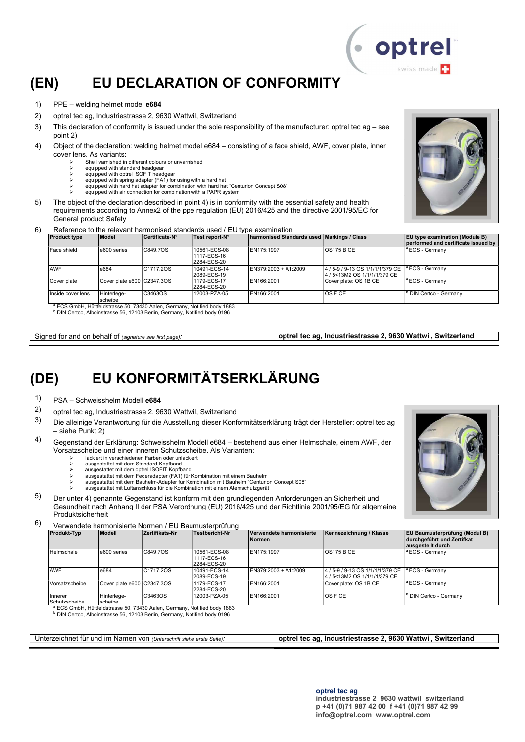# (EN) EU DECLARATION OF CONFORMITY

1) PPE – welding helmet model **e684**
2) optrel tec ag, Industriestrasse 2, 9630 Wattwil, Switzerland
3) This declaration of conformity is issued under the sole responsibility of the manufacturer: optrel tec ag – see point 2)
4) Object of the declaration: welding helmet model e684 – consisting of a face shield, AWF, cover plate, inner cover lens. As variants:
   - Shell varnished in different colours or unvarnished
   - equipped with standard headgear
   - equipped with optrel ISOFIT headgear
   - equipped with spring adapter (FA1) for using with a hard hat
   - equipped with hard hat adapter for combination with hard hat "Centurion Concept S08"
   - equipped with air connection for combination with a PAPR system
5) The object of the declaration described in point 4) is in conformity with the essential safety and health requirements according to Annex2 of the ppe regulation (EU) 2016/425 and the directive 2001/95/EC for General product Safety
6) Reference to the relevant harmonised standards used / EU type examination

| Product type | Model | Certificate-N° | Test report-N° | harmonised Standards used | Markings / Class | EU type examination (Module B) performed and certificate issued by |
|---|---|---|---|---|---|---|
| Face shield | e600 series | C849.7OS | 10561-ECS-08 1117-ECS-16 2284-ECS-20 | EN175:1997 | OS175 B CE | [a] ECS - Germany |
| AWF | e684 | C1717.2OS | 10491-ECS-14 2089-ECS-19 | EN379:2003 + A1:2009 | 4 / 5-9 / 9-13 OS 1/1/1/1/379 CE 4 / 5<13M2 OS 1/1/1/1/379 CE | [a] ECS - Germany |
| Cover plate | Cover plate e600 | C2347.3OS | 1179-ECS-17 2284-ECS-20 | EN166:2001 | Cover plate: OS 1B CE | [a] ECS - Germany |
| Inside cover lens | Hinterlege-scheibe | C3463OS | 12003-PZA-05 | EN166:2001 | OS F CE | [b] DIN Certco - Germany |

[a] ECS GmbH, Hüttfeldstrasse 50, 73430 Aalen, Germany, Notified body 1883
[b] DIN Certco, Alboinstrasse 56, 12103 Berlin, Germany, Notified body 0196

Signed for and on behalf of *(signature see first page)*: **optrel tec ag, Industriestrasse 2, 9630 Wattwil, Switzerland**

# (DE) EU KONFORMITÄTSERKLÄRUNG

1) PSA – Schweisshelm Modell **e684**
2) optrel tec ag, Industriestrasse 2, 9630 Wattwil, Switzerland
3) Die alleinige Verantwortung für die Ausstellung dieser Konformitätserklärung trägt der Hersteller: optrel tec ag – siehe Punkt 2)
4) Gegenstand der Erklärung: Schweisshelm Modell e684 – bestehend aus einer Helmschale, einem AWF, der Vorsatzscheibe und einer inneren Schutzscheibe. Als Varianten:
   - lackiert in verschiedenen Farben oder unlackiert
   - ausgestattet mit dem Standard-Kopfband
   - ausgestattet mit dem optrel ISOFIT Kopfband
   - ausgestattet mit dem Federadapter (FA1) für Kombination mit einem Bauhelm
   - ausgestattet mit dem Bauhelm-Adapter für Kombination mit Bauhelm "Centurion Concept S08"
   - ausgestattet mit Luftanschluss für die Kombination mit einem Atemschutzgerät
5) Der unter 4) genannte Gegenstand ist konform mit den grundlegenden Anforderungen an Sicherheit und Gesundheit nach Anhang II der PSA Verordnung (EU) 2016/425 und der Richtlinie 2001/95/EG für allgemeine Produktsicherheit
6) Verwendete harmonisierte Normen / EU Baumusterprüfung

| Produkt-Typ | Modell | Zertifikats-Nr | Testbericht-Nr | Verwendete harmonisierte Normen | Kennezeichnung / Klasse | EU Baumusterprüfung (Modul B) durchgeführt und Zertifkat ausgestellt durch |
|---|---|---|---|---|---|---|
| Helmschale | e600 series | C849.7OS | 10561-ECS-08 1117-ECS-16 2284-ECS-20 | EN175:1997 | OS175 B CE | [a] ECS - Germany |
| AWF | e684 | C1717.2OS | 10491-ECS-14 2089-ECS-19 | EN379:2003 + A1:2009 | 4 / 5-9 / 9-13 OS 1/1/1/1/379 CE 4 / 5<13M2 OS 1/1/1/1/379 CE | [a] ECS - Germany |
| Vorsatzscheibe | Cover plate e600 | C2347.3OS | 1179-ECS-17 2284-ECS-20 | EN166:2001 | Cover plate: OS 1B CE | [a] ECS - Germany |
| Innerer Schutzscheibe | Hinterlege-scheibe | C3463OS | 12003-PZA-05 | EN166:2001 | OS F CE | [b] DIN Certco - Germany |

[a] ECS GmbH, Hüttfeldstrasse 50, 73430 Aalen, Germany, Notified body 1883
[b] DIN Certco, Alboinstrasse 56, 12103 Berlin, Germany, Notified body 0196

Unterzeichnet für und im Namen von *(Unterschrift siehe erste Seite)*: **optrel tec ag, Industriestrasse 2, 9630 Wattwil, Switzerland**

**optrel tec ag**
**industriestrasse 2 9630 wattwil switzerland**
**p +41 (0)71 987 42 00 f +41 (0)71 987 42 99**
**info@optrel.com www.optrel.com**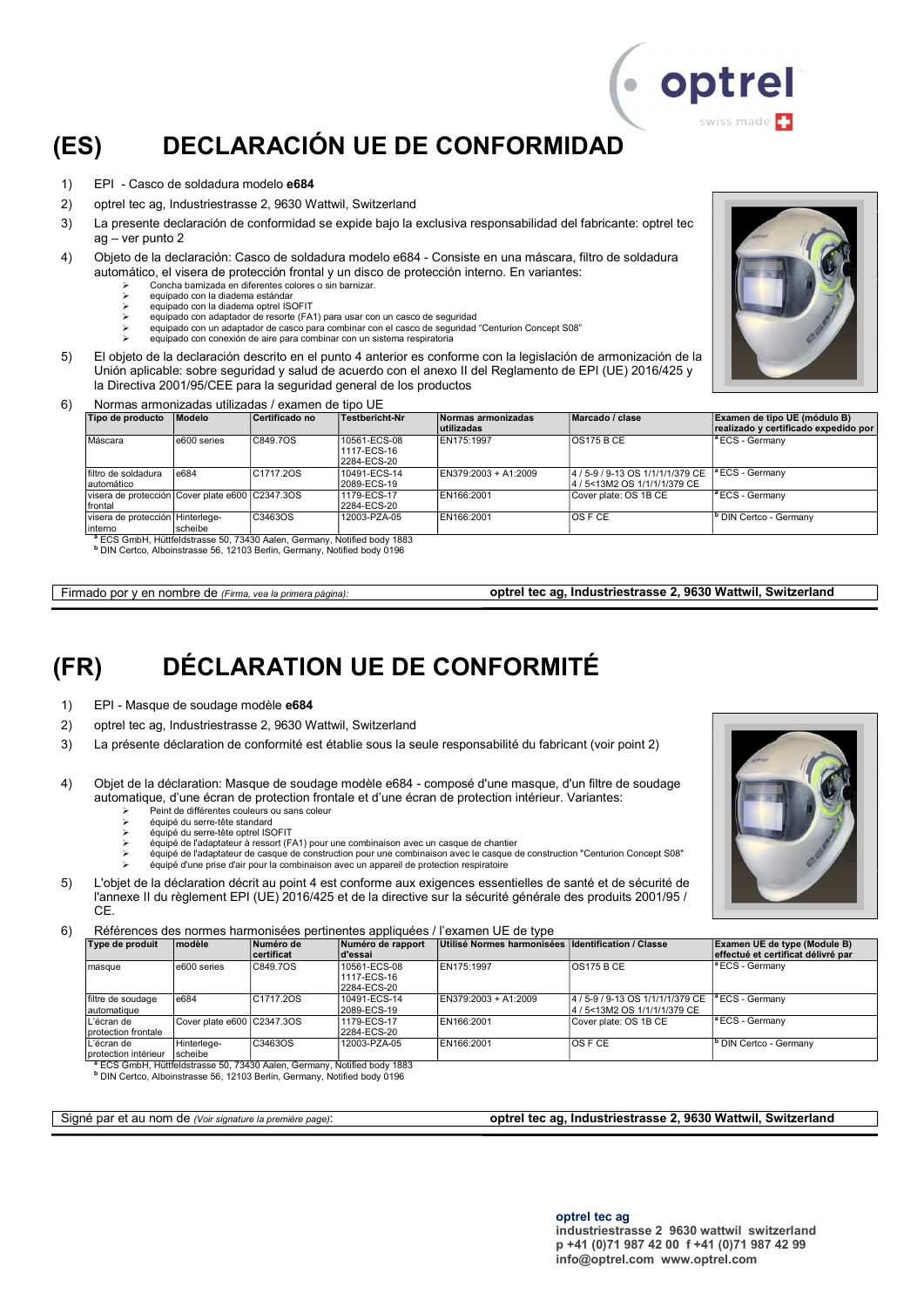# (ES) DECLARACIÓN UE DE CONFORMIDAD

1) EPI - Casco de soldadura modelo **e684**
2) optrel tec ag, Industriestrasse 2, 9630 Wattwil, Switzerland
3) La presente declaración de conformidad se expide bajo la exclusiva responsabilidad del fabricante: optrel tec ag – ver punto 2
4) Objeto de la declaración: Casco de soldadura modelo e684 - Consiste en una máscara, filtro de soldadura automático, el visera de protección frontal y un disco de protección interno. En variantes:
   - Concha barnizada en diferentes colores o sin barnizar.
   - equipado con la diadema estándar
   - equipado con la diadema optrel ISOFIT
   - equipado con adaptador de resorte (FA1) para usar con un casco de seguridad
   - equipado con un adaptador de casco para combinar con el casco de seguridad "Centurion Concept S08"
   - equipado con conexión de aire para combinar con un sistema respiratoria
5) El objeto de la declaración descrito en el punto 4 anterior es conforme con la legislación de armonización de la Unión aplicable: sobre seguridad y salud de acuerdo con el anexo II del Reglamento de EPI (UE) 2016/425 y la Directiva 2001/95/CEE para la seguridad general de los productos
6) Normas armonizadas utilizadas / examen de tipo UE

| Tipo de producto | Modelo | Certificado no | Testbericht-Nr | Normas armonizadas utilizadas | Marcado / clase | Examen de tipo UE (módulo B) realizado y certificado expedido por |
|---|---|---|---|---|---|---|
| Máscara | e600 series | C849.7OS | 10561-ECS-08 1117-ECS-16 2284-ECS-20 | EN175:1997 | OS175 B CE | [a] ECS - Germany |
| filtro de soldadura automático | e684 | C1717.2OS | 10491-ECS-14 2089-ECS-19 | EN379:2003 + A1:2009 | 4 / 5-9 / 9-13 OS 1/1/1/1/379 CE 4 / 5<13M2 OS 1/1/1/1/379 CE | [a] ECS - Germany |
| visera de protección frontal | Cover plate e600 | C2347.3OS | 1179-ECS-17 2284-ECS-20 | EN166:2001 | Cover plate: OS 1B CE | [a] ECS - Germany |
| visera de protección interno | Hinterlege-scheibe | C3463OS | 12003-PZA-05 | EN166:2001 | OS F CE | [b] DIN Certco - Germany |

[a] ECS GmbH, Hüttfeldstrasse 50, 73430 Aalen, Germany, Notified body 1883
[b] DIN Certco, Alboinstrasse 56, 12103 Berlin, Germany, Notified body 0196

Firmado por y en nombre de *(Firma, vea la primera página)*: **optrel tec ag, Industriestrasse 2, 9630 Wattwil, Switzerland**

# (FR) DÉCLARATION UE DE CONFORMITÉ

1) EPI - Masque de soudage modèle **e684**
2) optrel tec ag, Industriestrasse 2, 9630 Wattwil, Switzerland
3) La présente déclaration de conformité est établie sous la seule responsabilité du fabricant (voir point 2)
4) Objet de la déclaration: Masque de soudage modèle e684 - composé d'une masque, d'un filtre de soudage automatique, d'une écran de protection frontale et d'une écran de protection intérieur. Variantes:
   - Peint de différentes couleurs ou sans couleur
   - équipé du serre-tête standard
   - équipé du serre-tête optrel ISOFIT
   - équipé de l'adaptateur à ressort (FA1) pour une combinaison avec un casque de chantier
   - équipé de l'adaptateur de casque de construction pour une combinaison avec le casque de construction "Centurion Concept S08"
   - équipé d'une prise d'air pour la combinaison avec un appareil de protection respiratoire
5) L'objet de la déclaration décrit au point 4 est conforme aux exigences essentielles de santé et de sécurité de l'annexe II du règlement EPI (UE) 2016/425 et de la directive sur la sécurité générale des produits 2001/95 / CE.
6) Références des normes harmonisées pertinentes appliquées / l'examen UE de type

| Type de produit | modèle | Numéro de certificat | Numéro de rapport d'essai | Utilisé Normes harmonisées | Identification / Classe | Examen UE de type (Module B) effectué et certificat délivré par |
|---|---|---|---|---|---|---|
| masque | e600 series | C849.7OS | 10561-ECS-08 1117-ECS-16 2284-ECS-20 | EN175:1997 | OS175 B CE | [a] ECS - Germany |
| filtre de soudage automatique | e684 | C1717.2OS | 10491-ECS-14 2089-ECS-19 | EN379:2003 + A1:2009 | 4 / 5-9 / 9-13 OS 1/1/1/1/379 CE 4 / 5<13M2 OS 1/1/1/1/379 CE | [a] ECS - Germany |
| L'écran de protection frontale | Cover plate e600 | C2347.3OS | 1179-ECS-17 2284-ECS-20 | EN166:2001 | Cover plate: OS 1B CE | [a] ECS - Germany |
| L'écran de protection intérieur | Hinterlege-scheibe | C3463OS | 12003-PZA-05 | EN166:2001 | OS F CE | [b] DIN Certco - Germany |

[a] ECS GmbH, Hüttfeldstrasse 50, 73430 Aalen, Germany, Notified body 1883
[b] DIN Certco, Alboinstrasse 56, 12103 Berlin, Germany, Notified body 0196

Signé par et au nom de *(Voir signature la première page)*: **optrel tec ag, Industriestrasse 2, 9630 Wattwil, Switzerland**

**optrel tec ag**
**industriestrasse 2 9630 wattwil switzerland**
**p +41 (0)71 987 42 00 f +41 (0)71 987 42 99**
**info@optrel.com www.optrel.com**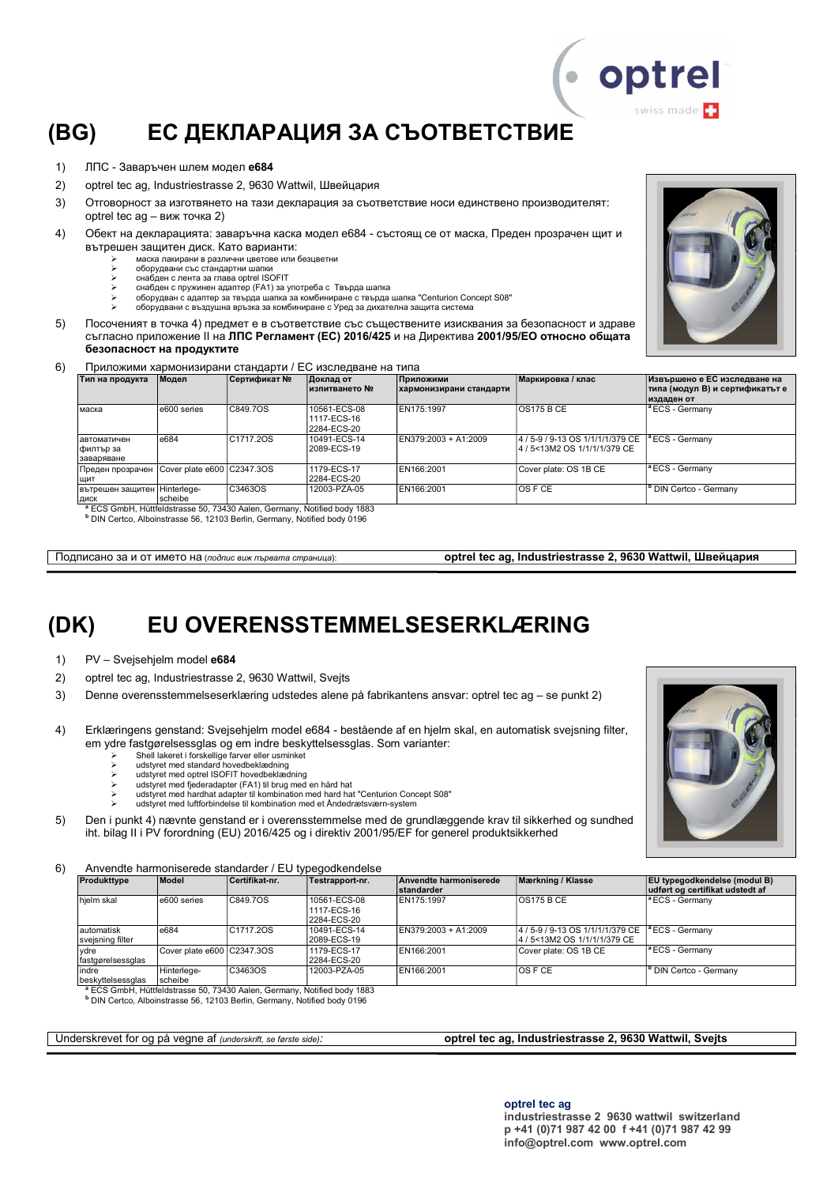# (BG) ЕС ДЕКЛАРАЦИЯ ЗА СЪОТВЕТСТВИЕ

1) ЛПС - Заваръчен шлем модел **e684**
2) optrel tec ag, Industriestrasse 2, 9630 Wattwil, Швейцария
3) Отговорност за изготвянето на тази декларация за съответствие носи единствено производителят: optrel tec ag – виж точка 2)
4) Обект на декларацията: заваръчна каска модел е684 - състоящ се от маска, Преден прозрачен щит и вътрешен защитен диск. Като варианти:
   - маска лакирани в различни цветове или безцветни
   - оборудвани със стандартни шапки
   - снабден с лента за глава optrel ISOFIT
   - снабден с пружинен адаптер (FA1) за употреба с Твърда шапка
   - оборудван с адаптер за твърда шапка за комбиниране с твърда шапка "Centurion Concept S08"
   - оборудвани с въздушна връзка за комбиниране с Уред за дихателна защита система
5) Посоченият в точка 4) предмет е в съответствие със съществените изисквания за безопасност и здраве съгласно приложение II на **ЛПС Регламент (ЕС) 2016/425** и на Директива **2001/95/ЕО относно общата безопасност на продуктите**
6) Приложими хармонизирани стандарти / ЕС изследване на типа

| Тип на продукта | Модел | Сертификат № | Доклад от изпитването № | Приложими хармонизирани стандарти | Маркировка / клас | Извършено е ЕС изследване на типа (модул В) и сертификатът е издаден от |
|---|---|---|---|---|---|---|
| маска | e600 series | C849.7OS | 10561-ECS-08 1117-ECS-16 2284-ECS-20 | EN175:1997 | OS175 B CE | [a] ECS - Germany |
| автоматичен филтър за заваряване | e684 | C1717.2OS | 10491-ECS-14 2089-ECS-19 | EN379:2003 + A1:2009 | 4 / 5-9 / 9-13 OS 1/1/1/1/379 CE 4 / 5<13M2 OS 1/1/1/1/379 CE | [a] ECS - Germany |
| Преден прозрачен щит | Cover plate e600 | C2347.3OS | 1179-ECS-17 2284-ECS-20 | EN166:2001 | Cover plate: OS 1B CE | [a] ECS - Germany |
| вътрешен защитен диск | Hinterlege-scheibe | C3463OS | 12003-PZA-05 | EN166:2001 | OS F CE | [b] DIN Certco - Germany |

[a] ECS GmbH, Hüttfeldstrasse 50, 73430 Aalen, Germany, Notified body 1883
[b] DIN Certco, Alboinstrasse 56, 12103 Berlin, Germany, Notified body 0196

Подписано за и от името на (*подпис виж първата страница*): **optrel tec ag, Industriestrasse 2, 9630 Wattwil, Швейцария**

# (DK) EU OVERENSSTEMMELSESERKLÆRING

1) PV – Svejsehjelm model **e684**
2) optrel tec ag, Industriestrasse 2, 9630 Wattwil, Svejts
3) Denne overensstemmelseserklæring udstedes alene på fabrikantens ansvar: optrel tec ag – se punkt 2)
4) Erklæringens genstand: Svejsehjelm model e684 - bestående af en hjelm skal, en automatisk svejsning filter, em ydre fastgørelsessglas og em indre beskyttelsessglas. Som varianter:
   - Shell lakeret i forskellige farver eller usminket
   - udstyret med standard hovedbeklædning
   - udstyret med optrel ISOFIT hovedbeklædning
   - udstyret med fjederadapter (FA1) til brug med en hård hat
   - udstyret med hardhat adapter til kombination med hard hat "Centurion Concept S08"
   - udstyret med luftforbindelse til kombination med et Åndedrætsværn-system
5) Den i punkt 4) nævnte genstand er i overensstemmelse med de grundlæggende krav til sikkerhed og sundhed iht. bilag II i PV forordning (EU) 2016/425 og i direktiv 2001/95/EF for generel produktsikkerhed
6) Anvendte harmoniserede standarder / EU typegodkendelse

| Produkttype | Model | Certifikat-nr. | Testrapport-nr. | Anvendte harmoniserede standarder | Mærkning / Klasse | EU typegodkendelse (modul B) udført og certifikat udstedt af |
|---|---|---|---|---|---|---|
| hjelm skal | e600 series | C849.7OS | 10561-ECS-08 1117-ECS-16 2284-ECS-20 | EN175:1997 | OS175 B CE | [a] ECS - Germany |
| automatisk svejsning filter | e684 | C1717.2OS | 10491-ECS-14 2089-ECS-19 | EN379:2003 + A1:2009 | 4 / 5-9 / 9-13 OS 1/1/1/1/379 CE 4 / 5<13M2 OS 1/1/1/1/379 CE | [a] ECS - Germany |
| ydre fastgørelsessglas | Cover plate e600 | C2347.3OS | 1179-ECS-17 2284-ECS-20 | EN166:2001 | Cover plate: OS 1B CE | [a] ECS - Germany |
| indre beskyttelsessglas | Hinterlege-scheibe | C3463OS | 12003-PZA-05 | EN166:2001 | OS F CE | [b] DIN Certco - Germany |

[a] ECS GmbH, Hüttfeldstrasse 50, 73430 Aalen, Germany, Notified body 1883
[b] DIN Certco, Alboinstrasse 56, 12103 Berlin, Germany, Notified body 0196

Underskrevet for og på vegne af (*underskrift, se første side*): **optrel tec ag, Industriestrasse 2, 9630 Wattwil, Svejts**

**optrel tec ag**
**industriestrasse 2 9630 wattwil switzerland**
**p +41 (0)71 987 42 00 f +41 (0)71 987 42 99**
**info@optrel.com www.optrel.com**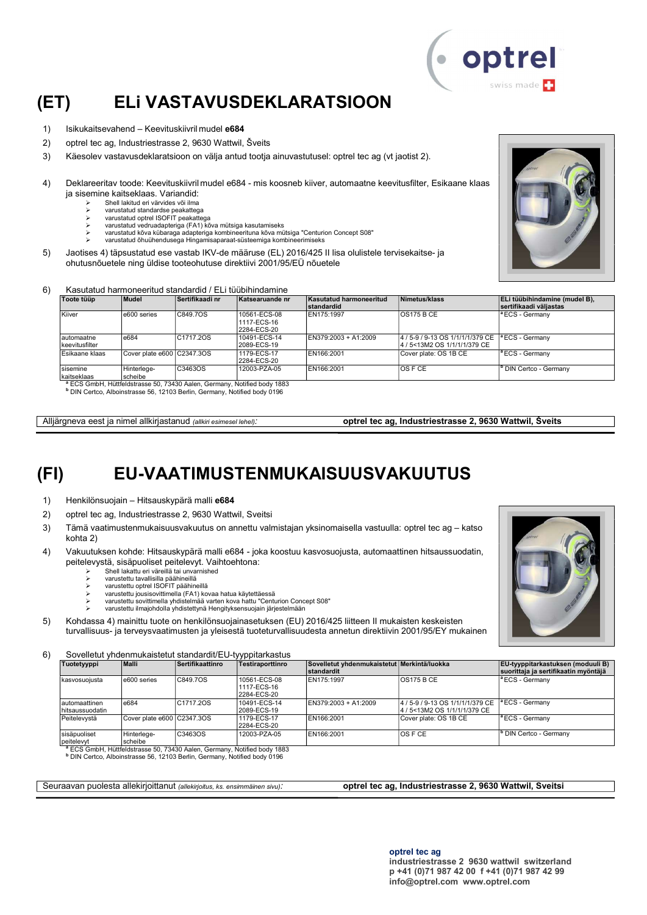# (ET) ELi VASTAVUSDEKLARATSIOON

1) Isikukaitsevahend – Keevituskiivril mudel **e684**
2) optrel tec ag, Industriestrasse 2, 9630 Wattwil, Šveits
3) Käesolev vastavusdeklaratsioon on välja antud tootja ainuvastutusel: optrel tec ag (vt jaotist 2).
4) Deklareeritav toode: Keevituskiivril mudel e684 - mis koosneb kiiver, automaatne keevitusfilter, Esikaane klaas ja sisemine kaitseklaas. Variandid:
   - Shell lakitud eri värvides või ilma
   - varustatud standardse peakattega
   - varustatud optrel ISOFIT peakattega
   - varustatud vedruadapteriga (FA1) kõva mütsiga kasutamiseks
   - varustatud kõva kübaraga adapteriga kombineerituna kõva mütsiga "Centurion Concept S08"
   - varustatud õhuühendusega Hingamisaparaat-süsteemiga kombineerimiseks
5) Jaotises 4) täpsustatud ese vastab IKV-de määruse (EL) 2016/425 II lisa olulistele tervisekaitse- ja ohutusnõuetele ning üldise tooteohutuse direktiivi 2001/95/EÜ nõuetele
6) Kasutatud harmoneeritud standardid / ELi tüübihindamine

| Toote tüüp | Model | Sertifikaadi nr | Katsearuande nr | Kasutatud harmoneeritud standardid | Nimetus/klass | ELi tüübihindamine (mudel B), sertifikaadi väljastas |
|---|---|---|---|---|---|---|
| Kiiver | e600 series | C849.7OS | 10561-ECS-08<br>1117-ECS-16<br>2284-ECS-20 | EN175:1997 | OS175 B CE | [a] ECS - Germany |
| automaatne keevitusfilter | e684 | C1717.2OS | 10491-ECS-14<br>2089-ECS-19 | EN379:2003 + A1:2009 | 4 / 5-9 / 9-13 OS 1/1/1/1/379 CE<br>4 / 5<13M2 OS 1/1/1/1/379 CE | [a] ECS - Germany |
| Esikaane klaas | Cover plate e600 | C2347.3OS | 1179-ECS-17<br>2284-ECS-20 | EN166:2001 | Cover plate: OS 1B CE | [a] ECS - Germany |
| sisemine kaitseklaas | Hinterlege-scheibe | C3463OS | 12003-PZA-05 | EN166:2001 | OS F CE | [b] DIN Certco - Germany |

[a] ECS GmbH, Hüttfeldstrasse 50, 73430 Aalen, Germany, Notified body 1883
[b] DIN Certco, Alboinstrasse 56, 12103 Berlin, Germany, Notified body 0196

Alljärgneva eest ja nimel allkirjastanud *(allkiri esimesel lehel)*: **optrel tec ag, Industriestrasse 2, 9630 Wattwil, Šveits**

# (FI) EU-VAATIMUSTENMUKAISUUSVAKUUTUS

1) Henkilönsuojain – Hitsauskypärä malli **e684**
2) optrel tec ag, Industriestrasse 2, 9630 Wattwil, Sveitsi
3) Tämä vaatimustenmukaisuusvakuutus on annettu valmistajan yksinomaisella vastuulla: optrel tec ag – katso kohta 2)
4) Vakuutuksen kohde: Hitsauskypärä malli e684 - joka koostuu kasvosuojusta, automaattinen hitsaussuodatin, peitelevystä, sisäpuoliset peitelevyt. Vaihtoehtona:
   - Shell lakattu eri väreillä tai unvarnished
   - varustettu tavallisilla päähineillä
   - varustettu optrel ISOFIT päähineillä
   - varustettu jousisovittimella (FA1) kovaa hatua käytettäessä
   - varustettu sovittimella yhdistelmää varten kova hattu "Centurion Concept S08"
   - varustettu ilmajohdolla yhdistettynä Hengityksensuojain järjestelmään
5) Kohdassa 4) mainittu tuote on henkilönsuojainasetuksen (EU) 2016/425 liitteen II mukaisten keskeisten turvallisuus- ja terveysvaatimusten ja yleisestä tuoteturvallisuudesta annetun direktiivin 2001/95/EY mukainen
6) Sovelletut yhdenmukaistetut standardit/EU-tyyppitarkastus

| Tuotetyyppi | Malli | Sertifikaattinro | Testiraporttinro | Sovelletut yhdenmukaistetut standardit | Merkintä/luokka | EU-tyyppitarkastuksen (moduuli B) suorittaja ja sertifikaatin myöntäjä |
|---|---|---|---|---|---|---|
| kasvosuojusta | e600 series | C849.7OS | 10561-ECS-08<br>1117-ECS-16<br>2284-ECS-20 | EN175:1997 | OS175 B CE | [a] ECS - Germany |
| automaattinen hitsaussuodatin | e684 | C1717.2OS | 10491-ECS-14<br>2089-ECS-19 | EN379:2003 + A1:2009 | 4 / 5-9 / 9-13 OS 1/1/1/1/379 CE<br>4 / 5<13M2 OS 1/1/1/1/379 CE | [a] ECS - Germany |
| Peitelevystä | Cover plate e600 | C2347.3OS | 1179-ECS-17<br>2284-ECS-20 | EN166:2001 | Cover plate: OS 1B CE | [a] ECS - Germany |
| sisäpuoliset peitelevyt | Hinterlege-scheibe | C3463OS | 12003-PZA-05 | EN166:2001 | OS F CE | [b] DIN Certco - Germany |

[a] ECS GmbH, Hüttfeldstrasse 50, 73430 Aalen, Germany, Notified body 1883
[b] DIN Certco, Alboinstrasse 56, 12103 Berlin, Germany, Notified body 0196

Seuraavan puolesta allekirjoittanut *(allekirjoitus, ks. ensimmäinen sivu)*: **optrel tec ag, Industriestrasse 2, 9630 Wattwil, Sveitsi**

**optrel tec ag**
**industriestrasse 2 9630 wattwil switzerland**
**p +41 (0)71 987 42 00 f +41 (0)71 987 42 99**
**info@optrel.com www.optrel.com**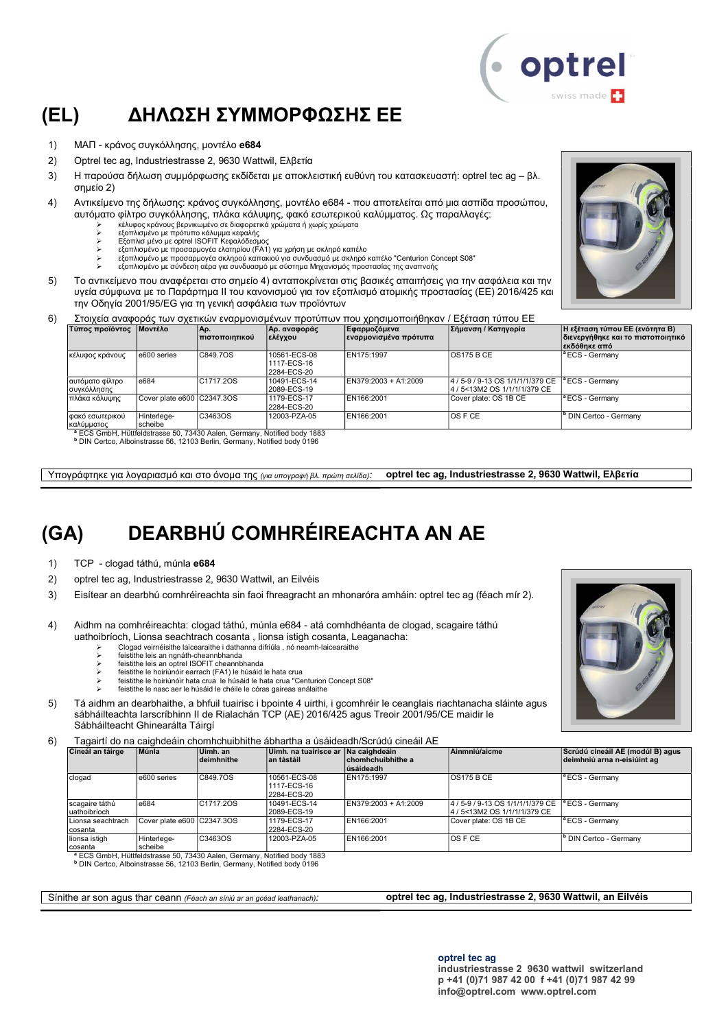# (EL) ΔΗΛΩΣΗ ΣΥΜΜΟΡΦΩΣΗΣ ΕΕ

1) ΜΑΠ - κράνος συγκόλλησης, μοντέλο **e684**
2) Optrel tec ag, Industriestrasse 2, 9630 Wattwil, Ελβετία
3) Η παρούσα δήλωση συμμόρφωσης εκδίδεται με αποκλειστική ευθύνη του κατασκευαστή: optrel tec ag – βλ. σημείο 2)
4) Αντικείμενο της δήλωσης: κράνος συγκόλλησης, μοντέλο e684 - που αποτελείται από μια ασπίδα προσώπου, αυτόματο φίλτρο συγκόλλησης, πλάκα κάλυψης, φακό εσωτερικού καλύμματος. Ως παραλλαγές:
   - κέλυφος κράνους βερνικωμένο σε διαφορετικά χρώματα ή χωρίς χρώματα
   - εξοπλισμένο με πρότυπο κάλυμμα κεφαλής
   - Εξοπλισ μένο με optrel ISOFIT Κεφαλόδεσμος
   - εξοπλισμένο με προσαρμογέα ελατηρίου (FA1) για χρήση με σκληρό καπέλο
   - εξοπλισμένο με προσαρμογέα σκληρού καπακιού για συνδυασμό με σκληρό καπέλο "Centurion Concept S08"
   - εξοπλισμένο με σύνδεση αέρα για συνδυασμό με σύστημα Μηχανισμός προστασίας της αναπνοής
5) Το αντικείμενο που αναφέρεται στο σημείο 4) ανταποκρίνεται στις βασικές απαιτήσεις για την ασφάλεια και την υγεία σύμφωνα με το Παράρτημα II του κανονισμού για τον εξοπλισμό ατομικής προστασίας (ΕΕ) 2016/425 και την Οδηγία 2001/95/EG για τη γενική ασφάλεια των προϊόντων
6) Στοιχεία αναφοράς των σχετικών εναρμονισμένων προτύπων που χρησιμοποιήθηκαν / Εξέταση τύπου ΕΕ

| Τύπος προϊόντος | Μοντέλο | Αρ. πιστοποιητικού | Αρ. αναφοράς ελέγχου | Εφαρμοζόμενα εναρμονισμένα πρότυπα | Σήμανση / Κατηγορία | Η εξέταση τύπου ΕΕ (ενότητα Β) διενεργήθηκε και το πιστοποιητικό εκδόθηκε από |
|---|---|---|---|---|---|---|
| κέλυφος κράνους | e600 series | C849.7OS | 10561-ECS-08<br>1117-ECS-16<br>2284-ECS-20 | EN175:1997 | OS175 B CE | [a] ECS - Germany |
| αυτόματο φίλτρο συγκόλλησης | e684 | C1717.2OS | 10491-ECS-14<br>2089-ECS-19 | EN379:2003 + A1:2009 | 4 / 5-9 / 9-13 OS 1/1/1/1/379 CE<br>4 / 5<13M2 OS 1/1/1/1/379 CE | [a] ECS - Germany |
| πλάκα κάλυψης | Cover plate e600 | C2347.3OS | 1179-ECS-17<br>2284-ECS-20 | EN166:2001 | Cover plate: OS 1B CE | [a] ECS - Germany |
| φακό εσωτερικού καλύμματος | Hinterlege-scheibe | C3463OS | 12003-PZA-05 | EN166:2001 | OS F CE | [b] DIN Certco - Germany |

[a] ECS GmbH, Hüttfeldstrasse 50, 73430 Aalen, Germany, Notified body 1883
[b] DIN Certco, Alboinstrasse 56, 12103 Berlin, Germany, Notified body 0196

Υπογράφτηκε για λογαριασμό και στο όνομα της *(για υπογραφή βλ. πρώτη σελίδα)*: **optrel tec ag, Industriestrasse 2, 9630 Wattwil, Ελβετία**

# (GA) DEARBHÚ COMHRÉIREACHTA AN AE

1) TCP - clogad táthú, múnla **e684**
2) optrel tec ag, Industriestrasse 2, 9630 Wattwil, an Eilvéis
3) Eisítear an dearbhú comhréireachta sin faoi fhreagracht an mhonaróra amháin: optrel tec ag (féach mír 2).
4) Aidhm na comhréireachta: clogad táthú, múnla e684 - atá comhdhéanta de clogad, scagaire táthú uathoibríoch, Lionsa seachtrach cosanta , lionsa istigh cosanta, Leaganacha:
   - Clogad veirnéisithe laicearaithe i dathanna difriúla , nó neamh-laicearaithe
   - feistithe leis an ngnáth-cheannbhanda
   - feistithe leis an optrel ISOFIT cheannbhanda
   - feistithe le hoiriúnóir earrach (FA1) le húsáid le hata crua
   - feistithe le hoiriúnóir hata crua le húsáid le hata crua "Centurion Concept S08"
   - feistithe le nasc aer le húsáid le chéile le córas gaireas análaithe
5) Tá aidhm an dearbhaithe, a bhfuil tuairisc i bpointe 4 uirthi, i gcomhréir le ceanglais riachtanacha sláinte agus sábháilteachta Iarscríbhinn II de Rialachán TCP (AE) 2016/425 agus Treoir 2001/95/CE maidir le Sábháilteacht Ghinearálta Táirgí
6) Tagairtí do na caighdeáin chomhchuibhithe ábhartha a úsáideadh/Scrúdú cineáil AE

| Cineál an táirge | Múnla | Uimh. an deimhnithe | Uimh. na tuairisce ar an tástáil | Na caighdeáin chomhchuibhithe a úsáideadh | Ainmniú/aicme | Scrúdú cineáil AE (modúl B) agus deimhniú arna n-eisiúint ag |
|---|---|---|---|---|---|---|
| clogad | e600 series | C849.7OS | 10561-ECS-08<br>1117-ECS-16<br>2284-ECS-20 | EN175:1997 | OS175 B CE | [a] ECS - Germany |
| scagaire táthú uathoibríoch | e684 | C1717.2OS | 10491-ECS-14<br>2089-ECS-19 | EN379:2003 + A1:2009 | 4 / 5-9 / 9-13 OS 1/1/1/1/379 CE<br>4 / 5<13M2 OS 1/1/1/1/379 CE | [a] ECS - Germany |
| Lionsa seachtrach cosanta | Cover plate e600 | C2347.3OS | 1179-ECS-17<br>2284-ECS-20 | EN166:2001 | Cover plate: OS 1B CE | [a] ECS - Germany |
| lionsa istigh cosanta | Hinterlege-scheibe | C3463OS | 12003-PZA-05 | EN166:2001 | OS F CE | [b] DIN Certco - Germany |

[a] ECS GmbH, Hüttfeldstrasse 50, 73430 Aalen, Germany, Notified body 1883
[b] DIN Certco, Alboinstrasse 56, 12103 Berlin, Germany, Notified body 0196

Sínithe ar son agus thar ceann *(Féach an síniú ar an gcéad leathanach)*: **optrel tec ag, Industriestrasse 2, 9630 Wattwil, an Eilvéis**

**optrel tec ag**
**industriestrasse 2 9630 wattwil switzerland**
**p +41 (0)71 987 42 00 f +41 (0)71 987 42 99**
**info@optrel.com www.optrel.com**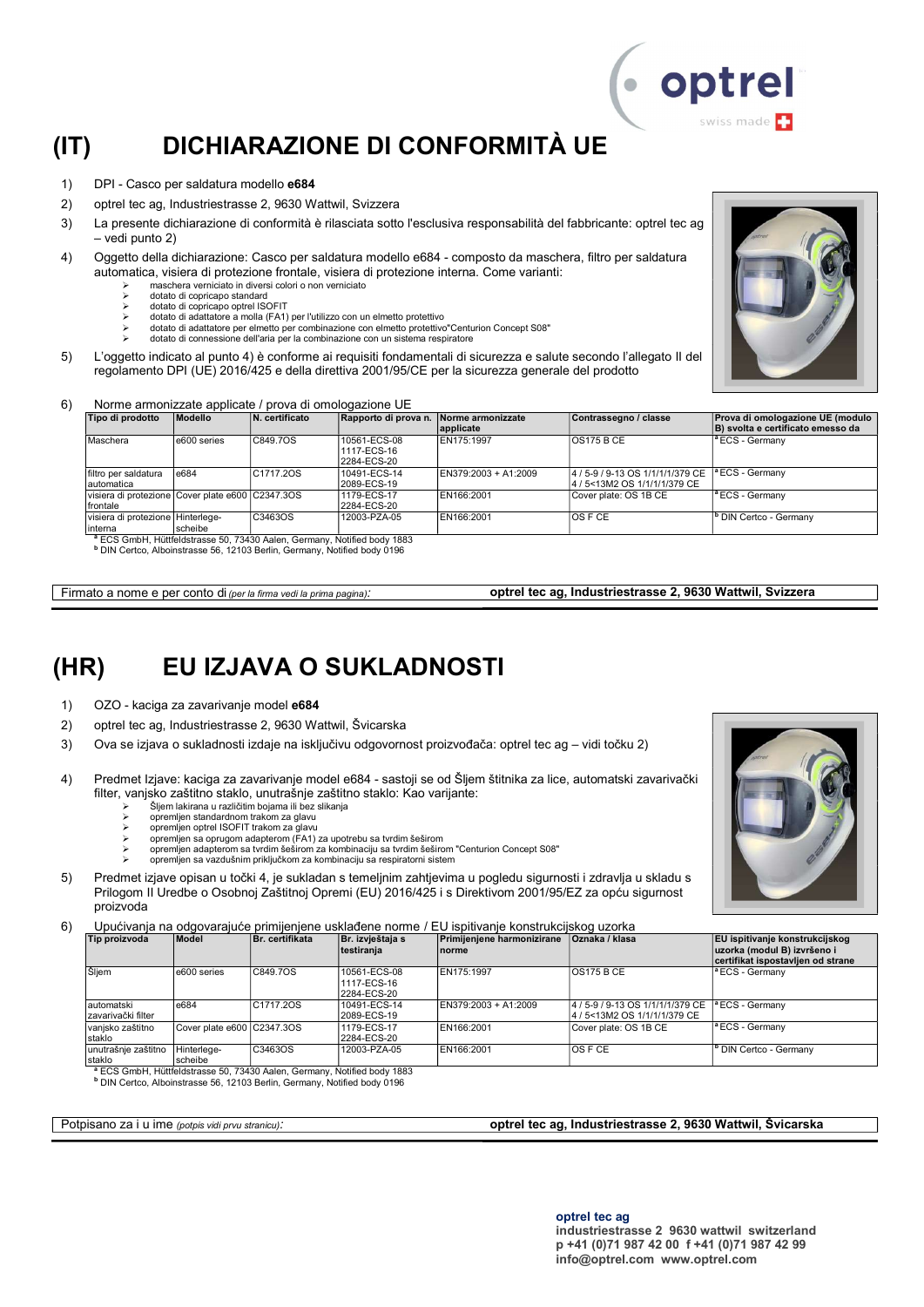# (IT) DICHIARAZIONE DI CONFORMITÀ UE

1) DPI - Casco per saldatura modello **e684**
2) optrel tec ag, Industriestrasse 2, 9630 Wattwil, Svizzera
3) La presente dichiarazione di conformità è rilasciata sotto l'esclusiva responsabilità del fabbricante: optrel tec ag – vedi punto 2)
4) Oggetto della dichiarazione: Casco per saldatura modello e684 - composto da maschera, filtro per saldatura automatica, visiera di protezione frontale, visiera di protezione interna. Come varianti:
   - maschera verniciato in diversi colori o non verniciato
   - dotato di copricapo standard
   - dotato di copricapo optrel ISOFIT
   - dotato di adattatore a molla (FA1) per l'utilizzo con un elmetto protettivo
   - dotato di adattatore per elmetto per combinazione con elmetto protettivo"Centurion Concept S08"
   - dotato di connessione dell'aria per la combinazione con un sistema respiratore
5) L'oggetto indicato al punto 4) è conforme ai requisiti fondamentali di sicurezza e salute secondo l'allegato II del regolamento DPI (UE) 2016/425 e della direttiva 2001/95/CE per la sicurezza generale del prodotto
6) Norme armonizzate applicate / prova di omologazione UE

| Tipo di prodotto | Modello | N. certificato | Rapporto di prova n. | Norme armonizzate applicate | Contrassegno / classe | Prova di omologazione UE (modulo B) svolta e certificato emesso da |
|---|---|---|---|---|---|---|
| Maschera | e600 series | C849.7OS | 10561-ECS-08 1117-ECS-16 2284-ECS-20 | EN175:1997 | OS175 B CE | [a] ECS - Germany |
| filtro per saldatura automatica | e684 | C1717.2OS | 10491-ECS-14 2089-ECS-19 | EN379:2003 + A1:2009 | 4 / 5-9 / 9-13 OS 1/1/1/1/379 CE 4 / 5<13M2 OS 1/1/1/1/379 CE | [a] ECS - Germany |
| visiera di protezione frontale | Cover plate e600 | C2347.3OS | 1179-ECS-17 2284-ECS-20 | EN166:2001 | Cover plate: OS 1B CE | [a] ECS - Germany |
| visiera di protezione interna | Hinterlege-scheibe | C3463OS | 12003-PZA-05 | EN166:2001 | OS F CE | [b] DIN Certco - Germany |

[a] ECS GmbH, Hüttfeldstrasse 50, 73430 Aalen, Germany, Notified body 1883
[b] DIN Certco, Alboinstrasse 56, 12103 Berlin, Germany, Notified body 0196

Firmato a nome e per conto di *(per la firma vedi la prima pagina)*: **optrel tec ag, Industriestrasse 2, 9630 Wattwil, Svizzera**

# (HR) EU IZJAVA O SUKLADNOSTI

1) OZO - kaciga za zavarivanje model **e684**
2) optrel tec ag, Industriestrasse 2, 9630 Wattwil, Švicarska
3) Ova se izjava o sukladnosti izdaje na isključivu odgovornost proizvođača: optrel tec ag – vidi točku 2)
4) Predmet Izjave: kaciga za zavarivanje model e684 - sastoji se od Šljem štitnika za lice, automatski zavarivački filter, vanjsko zaštitno staklo, unutrašnje zaštitno staklo: Kao varijante:
   - Šljem lakirana u različitim bojama ili bez slikanja
   - opremljen standardnom trakom za glavu
   - opremljen optrel ISOFIT trakom za glavu
   - opremljen sa oprugom adapterom (FA1) za upotrebu sa tvrdim šeširom
   - opremljen adapterom sa tvrdim šeširom za kombinaciju sa tvrdim šeširom "Centurion Concept S08"
   - opremljen sa vazdušnim priključkom za kombinaciju sa respiratorni sistem
5) Predmet izjave opisan u točki 4, je sukladan s temeljnim zahtjevima u pogledu sigurnosti i zdravlja u skladu s Prilogom II Uredbe o Osobnoj Zaštitnoj Opremi (EU) 2016/425 i s Direktivom 2001/95/EZ za opću sigurnost proizvoda
6) Upućivanja na odgovarajuće primijenjene usklađene norme / EU ispitivanje konstrukcijskog uzorka

| Tip proizvoda | Model | Br. certifikata | Br. izvještaja s testiranja | Primijenjene harmonizirane norme | Oznaka / klasa | EU ispitivanje konstrukcijskog uzorka (modul B) izvršeno i certifikat ispostavljen od strane |
|---|---|---|---|---|---|---|
| Šljem | e600 series | C849.7OS | 10561-ECS-08 1117-ECS-16 2284-ECS-20 | EN175:1997 | OS175 B CE | [a] ECS - Germany |
| automatski zavarivački filter | e684 | C1717.2OS | 10491-ECS-14 2089-ECS-19 | EN379:2003 + A1:2009 | 4 / 5-9 / 9-13 OS 1/1/1/1/379 CE 4 / 5<13M2 OS 1/1/1/1/379 CE | [a] ECS - Germany |
| vanjsko zaštitno staklo | Cover plate e600 | C2347.3OS | 1179-ECS-17 2284-ECS-20 | EN166:2001 | Cover plate: OS 1B CE | [a] ECS - Germany |
| unutrašnje zaštitno staklo | Hinterlege-scheibe | C3463OS | 12003-PZA-05 | EN166:2001 | OS F CE | [b] DIN Certco - Germany |

[a] ECS GmbH, Hüttfeldstrasse 50, 73430 Aalen, Germany, Notified body 1883
[b] DIN Certco, Alboinstrasse 56, 12103 Berlin, Germany, Notified body 0196

Potpisano za i u ime *(potpis vidi prvu stranicu)*: **optrel tec ag, Industriestrasse 2, 9630 Wattwil, Švicarska**

**optrel tec ag**
**industriestrasse 2 9630 wattwil switzerland**
**p +41 (0)71 987 42 00 f +41 (0)71 987 42 99**
**info@optrel.com www.optrel.com**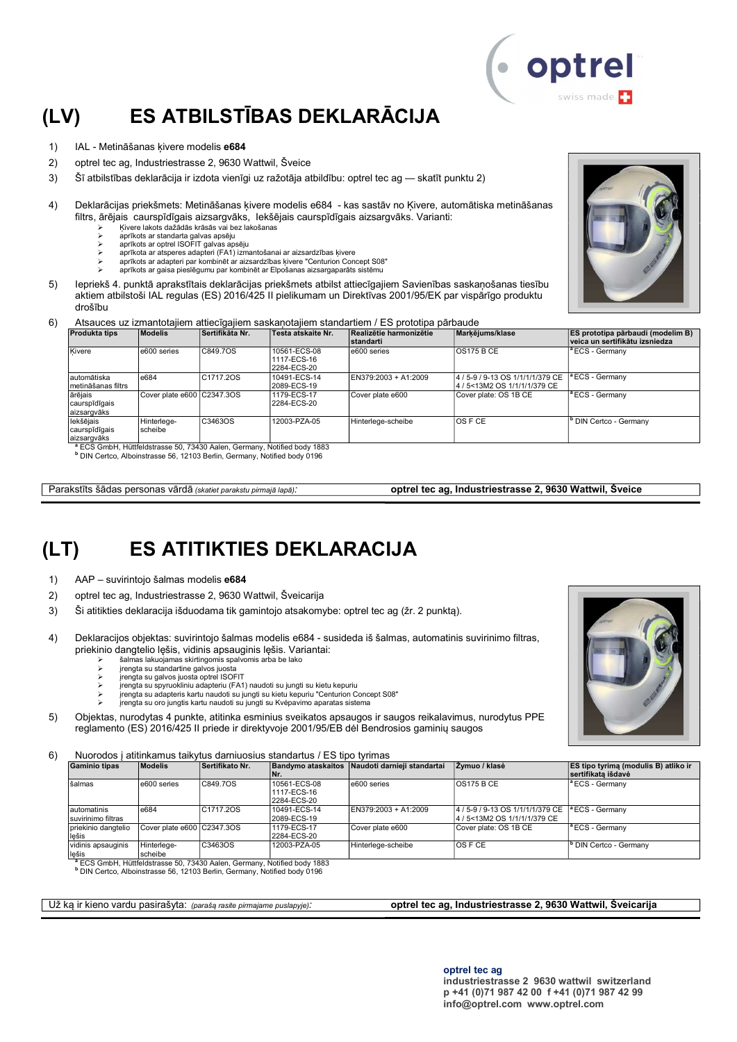# (LV) ES ATBILSTĪBAS DEKLARĀCIJA

1) IAL - Metināšanas ķivere modelis **e684**
2) optrel tec ag, Industriestrasse 2, 9630 Wattwil, Šveice
3) Šī atbilstības deklarācija ir izdota vienīgi uz ražotāja atbildību: optrel tec ag — skatīt punktu 2)
4) Deklarācijas priekšmets: Metināšanas ķivere modelis e684 - kas sastāv no Ķivere, automātiska metināšanas filtrs, ārējais caurspīdīgais aizsargvāks, Iekšējais caurspīdīgais aizsargvāks. Varianti:
   - Ķivere lakots dažādās krāsās vai bez lakošanas
   - aprīkots ar standarta galvas apsēju
   - aprīkots ar optrel ISOFIT galvas apsēju
   - aprīkota ar atsperes adapteri (FA1) izmantošanai ar aizsardzības ķivere
   - aprīkots ar adapteri par kombinēt ar aizsardzības ķivere "Centurion Concept S08"
   - aprīkots ar gaisa pieslēgumu par kombinēt ar Elpošanas aizsargaparāts sistēmu
5) Iepriekš 4. punktā aprakstītais deklarācijas priekšmets atbilst attiecīgajiem Savienības saskaņošanas tiesību aktiem atbilstoši IAL regulas (ES) 2016/425 II pielikumam un Direktīvas 2001/95/EK par vispārīgo produktu drošību
6) Atsauces uz izmantotajiem attiecīgajiem saskaņotajiem standartiem / ES prototipa pārbaude

| Produkta tips | Modelis | Sertifikāta Nr. | Testa atskaite Nr. | Realizētie harmonizētie standarti | Marķējums/klase | ES prototipa pārbaudi (modelim B) veica un sertifikātu izsniedza |
|---|---|---|---|---|---|---|
| Ķivere | e600 series | C849.7OS | 10561-ECS-08 1117-ECS-16 2284-ECS-20 | e600 series | OS175 B CE | [a] ECS - Germany |
| automātiska metināšanas filtrs | e684 | C1717.2OS | 10491-ECS-14 2089-ECS-19 | EN379:2003 + A1:2009 | 4 / 5-9 / 9-13 OS 1/1/1/1/379 CE 4 / 5<13M2 OS 1/1/1/1/379 CE | [a] ECS - Germany |
| ārējais caurspīdīgais aizsargvāks | Cover plate e600 | C2347.3OS | 1179-ECS-17 2284-ECS-20 | Cover plate e600 | Cover plate: OS 1B CE | [a] ECS - Germany |
| Iekšējais caurspīdīgais aizsargvāks | Hinterlege-scheibe | C3463OS | 12003-PZA-05 | Hinterlege-scheibe | OS F CE | [b] DIN Certco - Germany |

[a] ECS GmbH, Hüttfeldstrasse 50, 73430 Aalen, Germany, Notified body 1883
[b] DIN Certco, Alboinstrasse 56, 12103 Berlin, Germany, Notified body 0196

Parakstīts šādas personas vārdā *(skatiet parakstu pirmajā lapā)*: **optrel tec ag, Industriestrasse 2, 9630 Wattwil, Šveice**

# (LT) ES ATITIKTIES DEKLARACIJA

1) AAP – suvirintojo šalmas modelis **e684**
2) optrel tec ag, Industriestrasse 2, 9630 Wattwil, Šveicarija
3) Ši atitikties deklaracija išduodama tik gamintojo atsakomybe: optrel tec ag (žr. 2 punktą).
4) Deklaracijos objektas: suvirintojo šalmas modelis e684 - susideda iš šalmas, automatinis suvirinimo filtras, priekinio dangtelio lęšis, vidinis apsauginis lęšis. Variantai:
   - šalmas lakuojamas skirtingomis spalvomis arba be lako
   - įrengta su standartine galvos juosta
   - įrengta su galvos juosta optrel ISOFIT
   - įrengta su spyruokliniu adapteriu (FA1) naudoti su jungti su kietu kepuriu
   - įrengta su adapteris kartu naudoti su jungti su kietu kepuriu "Centurion Concept S08"
   - įrengta su oro jungtis kartu naudoti su jungti su Kvėpavimo aparatas sistema
5) Objektas, nurodytas 4 punkte, atitinka esminius sveikatos apsaugos ir saugos reikalavimus, nurodytus PPE reglamento (ES) 2016/425 II priede ir direktyvoje 2001/95/EB dėl Bendrosios gaminių saugos
6) Nuorodos į atitinkamus taikytus darniuosius standartus / ES tipo tyrimas

| Gaminio tipas | Modelis | Sertifikato Nr. | Bandymo ataskaitos Nr. | Naudoti darnieji standartai | Žymuo / klasė | ES tipo tyrimą (modulis B) atliko ir sertifikatą išdavė |
|---|---|---|---|---|---|---|
| šalmas | e600 series | C849.7OS | 10561-ECS-08 1117-ECS-16 2284-ECS-20 | e600 series | OS175 B CE | [a] ECS - Germany |
| automatinis suvirinimo filtras | e684 | C1717.2OS | 10491-ECS-14 2089-ECS-19 | EN379:2003 + A1:2009 | 4 / 5-9 / 9-13 OS 1/1/1/1/379 CE 4 / 5<13M2 OS 1/1/1/1/379 CE | [a] ECS - Germany |
| priekinio dangtelio lęšis | Cover plate e600 | C2347.3OS | 1179-ECS-17 2284-ECS-20 | Cover plate e600 | Cover plate: OS 1B CE | [a] ECS - Germany |
| vidinis apsauginis lęšis | Hinterlege-scheibe | C3463OS | 12003-PZA-05 | Hinterlege-scheibe | OS F CE | [b] DIN Certco - Germany |

[a] ECS GmbH, Hüttfeldstrasse 50, 73430 Aalen, Germany, Notified body 1883
[b] DIN Certco, Alboinstrasse 56, 12103 Berlin, Germany, Notified body 0196

Už ką ir kieno vardu pasirašyta: *(parašą rasite pirmajame puslapyje)*: **optrel tec ag, Industriestrasse 2, 9630 Wattwil, Šveicarija**

**optrel tec ag**
**industriestrasse 2 9630 wattwil switzerland**
**p +41 (0)71 987 42 00 f +41 (0)71 987 42 99**
**info@optrel.com www.optrel.com**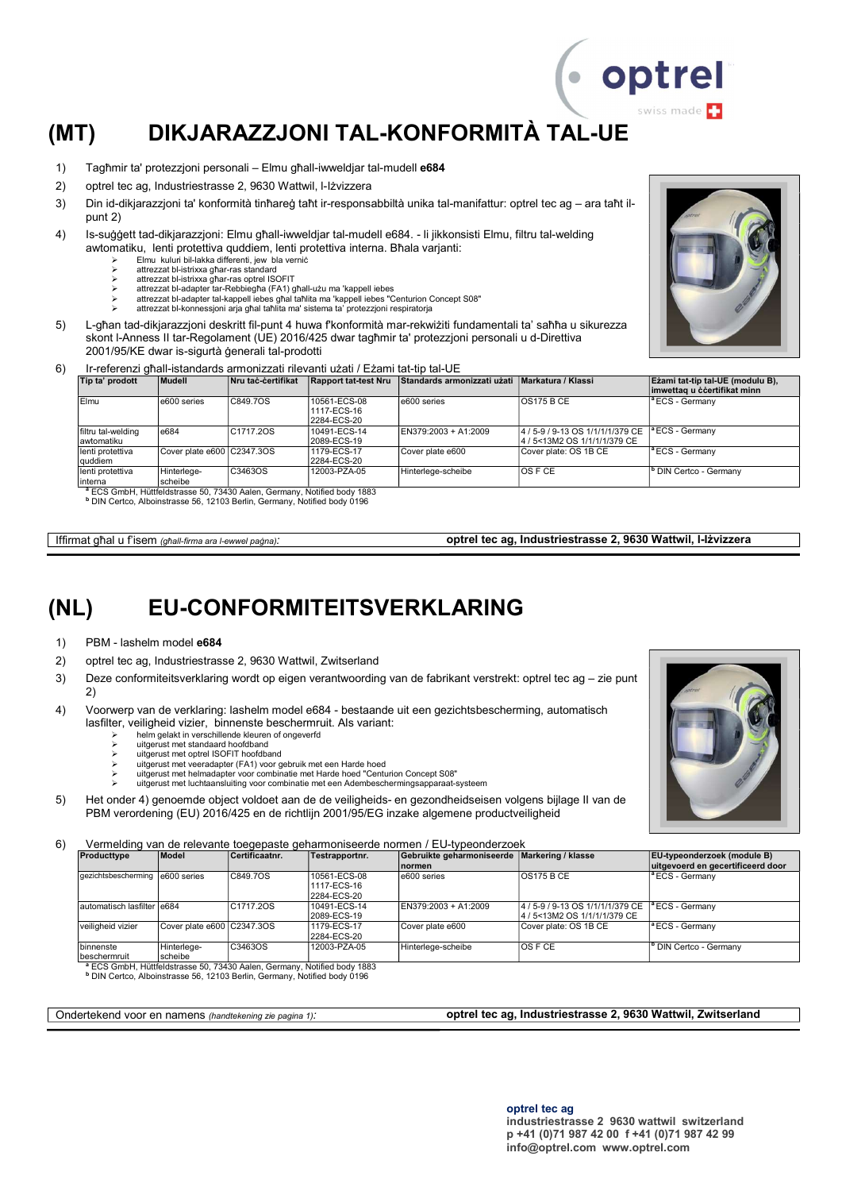# (MT) DIKJARAZZJONI TAL-KONFORMITÀ TAL-UE

1) Tagħmir ta' protezzjoni personali – Elmu għall-iwweldjar tal-mudell **e684**
2) optrel tec ag, Industriestrasse 2, 9630 Wattwil, l-Iżvizzera
3) Din id-dikjarazzjoni ta' konformità tinħareġ taħt ir-responsabbiltà unika tal-manifattur: optrel tec ag – ara taħt il-punt 2)
4) Is-suġġett tad-dikjarazzjoni: Elmu għall-iwweldjar tal-mudell e684. - Li jikkonsisti Elmu, filtru tal-welding awtomatiku, lenti protettiva quddiem, lenti protettiva interna. Bħala varjanti:
   - Elmu kulur bil-lakka differenti, jew bla verniċ
   - attrezzat bl-istrixxa għar-ras standard
   - attrezzat bl-istrixxa għar-ras optrel ISOFIT
   - attrezzat bl-adapter tar-Rebbiegħa (FA1) għall-użu ma 'kappell iebes
   - attrezzat bl-adapter tal-kappell iebes għal taħlita ma 'kappell iebes "Centurion Concept S08"
   - attrezzat bl-konnessjoni arja għal taħlita ma' sistema ta' protezzjoni respiratorja
5) L-għan tad-dikjarazzjoni deskritt fil-punt 4 huwa f'konformità mar-rekwiżiti fundamentali ta' saħħa u sikurezza skont l-Anness II tar-Regolament (UE) 2016/425 dwar tagħmir ta' protezzjoni personali u d-Direttiva 2001/95/KE dwar is-sigurtà ġenerali tal-prodotti
6) Ir-referenzi għall-istandards armonizzati rilevanti użati / Eżami tat-tip tal-UE

| Tip ta' prodott | Mudell | Nru taċ-ċertifikat | Rapport tat-test Nru | Standards armonizzati użati | Markatura / Klassi | Eżami tat-tip tal-UE (modulu B), imwettaq u ċċertifikat minn |
|---|---|---|---|---|---|---|
| Elmu | e600 series | C849.7OS | 10561-ECS-08 1117-ECS-16 2284-ECS-20 | e600 series | OS175 B CE | [a] ECS - Germany |
| filtru tal-welding awtomatiku | e684 | C1717.2OS | 10491-ECS-14 2089-ECS-19 | EN379:2003 + A1:2009 | 4 / 5-9 / 9-13 OS 1/1/1/1/379 CE 4 / 5<13M2 OS 1/1/1/1/379 CE | [a] ECS - Germany |
| lenti protettiva quddiem | Cover plate e600 | C2347.3OS | 1179-ECS-17 2284-ECS-20 | Cover plate e600 | Cover plate: OS 1B CE | [a] ECS - Germany |
| lenti protettiva interna | Hinterlege-scheibe | C3463OS | 12003-PZA-05 | Hinterlege-scheibe | OS F CE | [b] DIN Certco - Germany |

[a] ECS GmbH, Hüttfeldstrasse 50, 73430 Aalen, Germany, Notified body 1883
[b] DIN Certco, Alboinstrasse 56, 12103 Berlin, Germany, Notified body 0196

Iffirmat għal u f'isem *(għall-firma ara l-ewwel paġna)*: **optrel tec ag, Industriestrasse 2, 9630 Wattwil, l-Iżvizzera**

# (NL) EU-CONFORMITEITSVERKLARING

1) PBM - lashelm model **e684**
2) optrel tec ag, Industriestrasse 2, 9630 Wattwil, Zwitserland
3) Deze conformiteitsverklaring wordt op eigen verantwoording van de fabrikant verstrekt: optrel tec ag – zie punt 2)
4) Voorwerp van de verklaring: lashelm model e684 - bestaande uit een gezichtsbescherming, automatisch lasfilter, veiligheid vizier, binnenste beschermruit. Als variant:
   - helm gelakt in verschillende kleuren of ongeverfd
   - uitgerust met standaard hoofdband
   - uitgerust met optrel ISOFIT hoofdband
   - uitgerust met veeradapter (FA1) voor gebruik met een Harde hoed
   - uitgerust met helmadapter voor combinatie met Harde hoed "Centurion Concept S08"
   - uitgerust met luchtaansluiting voor combinatie met een Adembeschermingsapparaat-systeem
5) Het onder 4) genoemde object voldoet aan de de veiligheids- en gezondheidseisen volgens bijlage II van de PBM verordening (EU) 2016/425 en de richtlijn 2001/95/EG inzake algemene productveiligheid
6) Vermelding van de relevante toegepaste geharmoniseerde normen / EU-typeonderzoek

| Producttype | Model | Certificaatnr. | Testrapportnr. | Gebruikte geharmoniseerde normen | Markering / klasse | EU-typeonderzoek (module B) uitgevoerd en gecertificeerd door |
|---|---|---|---|---|---|---|
| gezichtsbescherming | e600 series | C849.7OS | 10561-ECS-08 1117-ECS-16 2284-ECS-20 | e600 series | OS175 B CE | [a] ECS - Germany |
| automatisch lasfilter | e684 | C1717.2OS | 10491-ECS-14 2089-ECS-19 | EN379:2003 + A1:2009 | 4 / 5-9 / 9-13 OS 1/1/1/1/379 CE 4 / 5<13M2 OS 1/1/1/1/379 CE | [a] ECS - Germany |
| veiligheid vizier | Cover plate e600 | C2347.3OS | 1179-ECS-17 2284-ECS-20 | Cover plate e600 | Cover plate: OS 1B CE | [a] ECS - Germany |
| binnenste beschermruit | Hinterlege-scheibe | C3463OS | 12003-PZA-05 | Hinterlege-scheibe | OS F CE | [b] DIN Certco - Germany |

[a] ECS GmbH, Hüttfeldstrasse 50, 73430 Aalen, Germany, Notified body 1883
[b] DIN Certco, Alboinstrasse 56, 12103 Berlin, Germany, Notified body 0196

Ondertekend voor en namens *(handtekening zie pagina 1)*: **optrel tec ag, Industriestrasse 2, 9630 Wattwil, Zwitserland**

**optrel tec ag**
**industriestrasse 2 9630 wattwil switzerland**
**p +41 (0)71 987 42 00 f +41 (0)71 987 42 99**
**info@optrel.com www.optrel.com**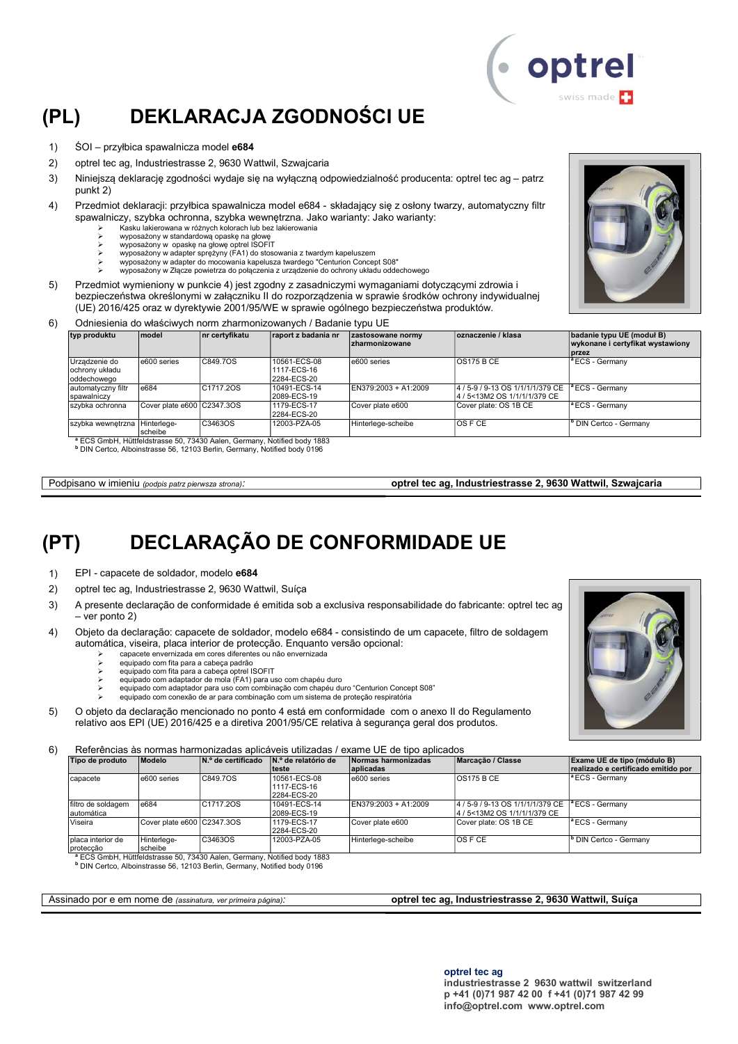# (PL) DEKLARACJA ZGODNOŚCI UE

1) ŚOI – przyłbica spawalnicza model **e684**
2) optrel tec ag, Industriestrasse 2, 9630 Wattwil, Szwajcaria
3) Niniejszą deklarację zgodności wydaje się na wyłączną odpowiedzialność producenta: optrel tec ag – patrz punkt 2)
4) Przedmiot deklaracji: przyłbica spawalnicza model e684 - składający się z osłony twarzy, automatyczny filtr spawalniczy, szybka ochronna, szybka wewnętrzna. Jako warianty: Jako warianty:
   - Kasku lakierowana w różnych kolorach lub bez lakierowania
   - wyposażony w standardową opaskę na głowę
   - wyposażony w opaskę na głowę optrel ISOFIT
   - wyposażony w adapter sprężyny (FA1) do stosowania z twardym kapeluszem
   - wyposażony w adapter do mocowania kapelusza twardego "Centurion Concept S08"
   - wyposażony w Złącze powietrza do połączenia z urządzenie do ochrony układu oddechowego
5) Przedmiot wymieniony w punkcie 4) jest zgodny z zasadniczymi wymaganiami dotyczącymi zdrowia i bezpieczeństwa określonymi w załączniku II do rozporządzenia w sprawie środków ochrony indywidualnej (UE) 2016/425 oraz w dyrektywie 2001/95/WE w sprawie ogólnego bezpieczeństwa produktów.
6) Odniesienia do właściwych norm zharmonizowanych / Badanie typu UE

| typ produktu | model | nr certyfikatu | raport z badania nr | zastosowane normy zharmonizowane | oznaczenie / klasa | badanie typu UE (moduł B) wykonane i certyfikat wystawiony przez |
|---|---|---|---|---|---|---|
| Urządzenie do ochrony układu oddechowego | e600 series | C849.7OS | 10561-ECS-08 1117-ECS-16 2284-ECS-20 | e600 series | OS175 B CE | [a] ECS - Germany |
| automatyczny filtr spawalniczy | e684 | C1717.2OS | 10491-ECS-14 2089-ECS-19 | EN379:2003 + A1:2009 | 4 / 5-9 / 9-13 OS 1/1/1/1/379 CE 4 / 5<13M2 OS 1/1/1/1/379 CE | [a] ECS - Germany |
| szybka ochronna | Cover plate e600 | C2347.3OS | 1179-ECS-17 2284-ECS-20 | Cover plate e600 | Cover plate: OS 1B CE | [a] ECS - Germany |
| szybka wewnętrzna | Hinterlege-scheibe | C3463OS | 12003-PZA-05 | Hinterlege-scheibe | OS F CE | [b] DIN Certco - Germany |

[a] ECS GmbH, Hüttfeldstrasse 50, 73430 Aalen, Germany, Notified body 1883
[b] DIN Certco, Alboinstrasse 56, 12103 Berlin, Germany, Notified body 0196

Podpisano w imieniu *(podpis patrz pierwsza strona)*: **optrel tec ag, Industriestrasse 2, 9630 Wattwil, Szwajcaria**

# (PT) DECLARAÇÃO DE CONFORMIDADE UE

1) EPI - capacete de soldador, modelo **e684**
2) optrel tec ag, Industriestrasse 2, 9630 Wattwil, Suíça
3) A presente declaração de conformidade é emitida sob a exclusiva responsabilidade do fabricante: optrel tec ag – ver ponto 2)
4) Objeto da declaração: capacete de soldador, modelo e684 - consistindo de um capacete, filtro de soldagem automática, viseira, placa interior de protecção. Enquanto versão opcional:
   - capacete envernizada em cores diferentes ou não envernizada
   - equipado com fita para a cabeça padrão
   - equipado com fita para a cabeça optrel ISOFIT
   - equipado com adaptador de mola (FA1) para uso com chapéu duro
   - equipado com adaptador para uso com combinação com chapéu duro "Centurion Concept S08"
   - equipado com conexão de ar para combinação com um sistema de proteção respiratória
5) O objeto da declaração mencionado no ponto 4 está em conformidade com o anexo II do Regulamento relativo aos EPI (UE) 2016/425 e a diretiva 2001/95/CE relativa à segurança geral dos produtos.
6) Referências às normas harmonizadas aplicáveis utilizadas / exame UE de tipo aplicados

| Tipo de produto | Modelo | N.º de certificado | N.º de relatório de teste | Normas harmonizadas aplicadas | Marcação / Classe | Exame UE de tipo (módulo B) realizado e certificado emitido por |
|---|---|---|---|---|---|---|
| capacete | e600 series | C849.7OS | 10561-ECS-08 1117-ECS-16 2284-ECS-20 | e600 series | OS175 B CE | [a] ECS - Germany |
| filtro de soldagem automática | e684 | C1717.2OS | 10491-ECS-14 2089-ECS-19 | EN379:2003 + A1:2009 | 4 / 5-9 / 9-13 OS 1/1/1/1/379 CE 4 / 5<13M2 OS 1/1/1/1/379 CE | [a] ECS - Germany |
| Viseira | Cover plate e600 | C2347.3OS | 1179-ECS-17 2284-ECS-20 | Cover plate e600 | Cover plate: OS 1B CE | [a] ECS - Germany |
| placa interior de protecção | Hinterlege-scheibe | C3463OS | 12003-PZA-05 | Hinterlege-scheibe | OS F CE | [b] DIN Certco - Germany |

[a] ECS GmbH, Hüttfeldstrasse 50, 73430 Aalen, Germany, Notified body 1883
[b] DIN Certco, Alboinstrasse 56, 12103 Berlin, Germany, Notified body 0196

Assinado por e em nome de *(assinatura, ver primeira página)*: **optrel tec ag, Industriestrasse 2, 9630 Wattwil, Suíça**

**optrel tec ag**
**industriestrasse 2 9630 wattwil switzerland**
**p +41 (0)71 987 42 00 f +41 (0)71 987 42 99**
**info@optrel.com www.optrel.com**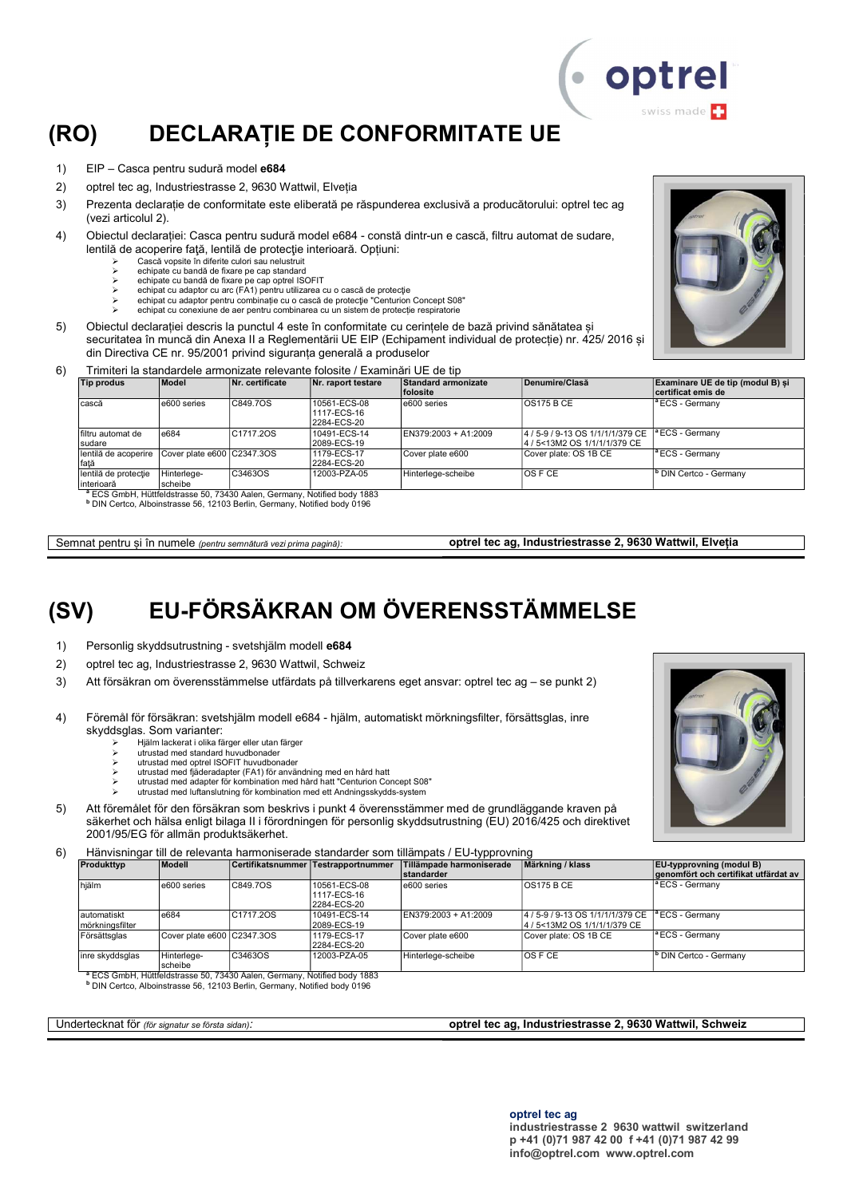# (RO) DECLARAȚIE DE CONFORMITATE UE

1) EIP – Casca pentru sudură model **e684**
2) optrel tec ag, Industriestrasse 2, 9630 Wattwil, Elveția
3) Prezenta declarație de conformitate este eliberată pe răspunderea exclusivă a producătorului: optrel tec ag (vezi articolul 2).
4) Obiectul declarației: Casca pentru sudură model e684 - constă dintr-un e cască, filtru automat de sudare, lentilă de acoperire față, lentilă de protecție interioară. Opțiuni:
   - Cască vopsite în diferite culori sau nelustruit
   - echipate cu bandă de fixare pe cap standard
   - echipate cu bandă de fixare pe cap optrel ISOFIT
   - echipat cu adaptor cu arc (FA1) pentru utilizarea cu o cască de protecție
   - echipat cu adaptor pentru combinație cu o cască de protecție "Centurion Concept S08"
   - echipat cu conexiune de aer pentru combinarea cu un sistem de protecție respiratorie
5) Obiectul declarației descris la punctul 4 este în conformitate cu cerințele de bază privind sănătatea și securitatea în muncă din Anexa II a Reglementării UE EIP (Echipament individual de protecție) nr. 425/ 2016 și din Directiva CE nr. 95/2001 privind siguranța generală a produselor
6) Trimiteri la standardele armonizate relevante folosite / Examinări UE de tip

| Tip produs | Model | Nr. certificate | Nr. raport testare | Standard armonizate folosite | Denumire/Clasă | Examinare UE de tip (modul B) și certificat emis de |
|---|---|---|---|---|---|---|
| cască | e600 series | C849.7OS | 10561-ECS-08<br>1117-ECS-16<br>2284-ECS-20 | e600 series | OS175 B CE | [a] ECS - Germany |
| filtru automat de sudare | e684 | C1717.2OS | 10491-ECS-14<br>2089-ECS-19 | EN379:2003 + A1:2009 | 4 / 5-9 / 9-13 OS 1/1/1/1/379 CE<br>4 / 5<13M2 OS 1/1/1/1/379 CE | [a] ECS - Germany |
| lentilă de acoperire față | Cover plate e600 | C2347.3OS | 1179-ECS-17<br>2284-ECS-20 | Cover plate e600 | Cover plate: OS 1B CE | [a] ECS - Germany |
| lentilă de protecție interioară | Hinterlege-scheibe | C3463OS | 12003-PZA-05 | Hinterlege-scheibe | OS F CE | [b] DIN Certco - Germany |

[a] ECS GmbH, Hüttfeldstrasse 50, 73430 Aalen, Germany, Notified body 1883
[b] DIN Certco, Alboinstrasse 56, 12103 Berlin, Germany, Notified body 0196

Semnat pentru și în numele *(pentru semnătură vezi prima pagină)*: **optrel tec ag, Industriestrasse 2, 9630 Wattwil, Elveția**

# (SV) EU-FÖRSÄKRAN OM ÖVERENSSTÄMMELSE

1) Personlig skyddsutrustning - svetshjälm modell **e684**
2) optrel tec ag, Industriestrasse 2, 9630 Wattwil, Schweiz
3) Att försäkran om överensstämmelse utfärdats på tillverkarens eget ansvar: optrel tec ag – se punkt 2)
4) Föremål för försäkran: svetshjälm modell e684 - hjälm, automatiskt mörkningsfilter, försättsglas, inre skyddsglas. Som varianter:
   - Hjälm lackerat i olika färger eller utan färger
   - utrustad med standard huvudbonader
   - utrustad med optrel ISOFIT huvudbonader
   - utrustad med fjäderadapter (FA1) för användning med en hård hatt
   - utrustad med adapter för kombination med hård hatt "Centurion Concept S08"
   - utrustad med luftanslutning för kombination med ett Andningsskydds-system
5) Att föremålet för den försäkran som beskrivs i punkt 4 överensstämmer med de grundläggande kraven på säkerhet och hälsa enligt bilaga II i förordningen för personlig skyddsutrustning (EU) 2016/425 och direktivet 2001/95/EG för allmän produktsäkerhet.
6) Hänvisningar till de relevanta harmoniserade standarder som tillämpats / EU-typprovning

| Produkttyp | Modell | Certifikatsnummer | Testrapportnummer | Tillämpade harmoniserade standarder | Märkning / klass | EU-typprovning (modul B) genomfört och certifikat utfärdat av |
|---|---|---|---|---|---|---|
| hjälm | e600 series | C849.7OS | 10561-ECS-08<br>1117-ECS-16<br>2284-ECS-20 | e600 series | OS175 B CE | [a] ECS - Germany |
| automatiskt mörkningsfilter | e684 | C1717.2OS | 10491-ECS-14<br>2089-ECS-19 | EN379:2003 + A1:2009 | 4 / 5-9 / 9-13 OS 1/1/1/1/379 CE<br>4 / 5<13M2 OS 1/1/1/1/379 CE | [a] ECS - Germany |
| Försättsglas | Cover plate e600 | C2347.3OS | 1179-ECS-17<br>2284-ECS-20 | Cover plate e600 | Cover plate: OS 1B CE | [a] ECS - Germany |
| inre skyddsglas | Hinterlege-scheibe | C3463OS | 12003-PZA-05 | Hinterlege-scheibe | OS F CE | [b] DIN Certco - Germany |

[a] ECS GmbH, Hüttfeldstrasse 50, 73430 Aalen, Germany, Notified body 1883
[b] DIN Certco, Alboinstrasse 56, 12103 Berlin, Germany, Notified body 0196

Undertecknat för *(för signatur se första sidan)*: **optrel tec ag, Industriestrasse 2, 9630 Wattwil, Schweiz**

**optrel tec ag**
**industriestrasse 2 9630 wattwil switzerland**
**p +41 (0)71 987 42 00 f +41 (0)71 987 42 99**
**info@optrel.com www.optrel.com**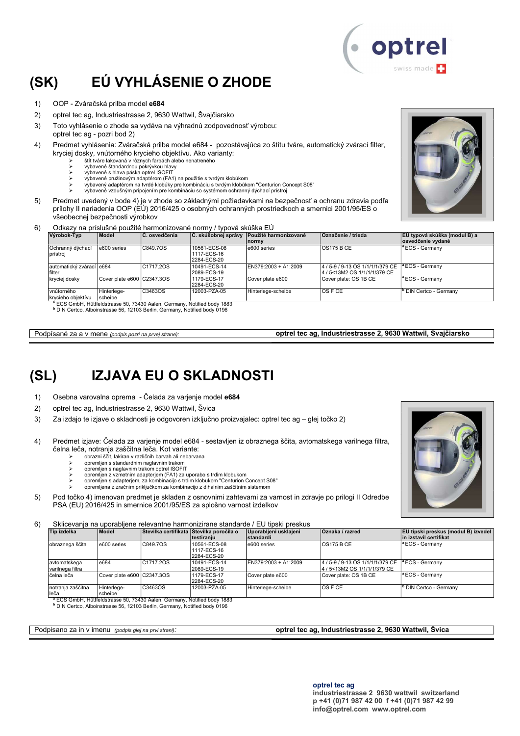# (SK) EÚ VYHLÁSENIE O ZHODE

1) OOP - Zváračská prilba model **e684**
2) optrel tec ag, Industriestrasse 2, 9630 Wattwil, Švajčiarsko
3) Toto vyhlásenie o zhode sa vydáva na výhradnú zodpovednosť výrobcu: optrel tec ag - pozri bod 2)
4) Predmet vyhlásenia: Zváračská prilba model e684 - pozostávajúca zo štítu tváre, automatický zvárací filter, kryciej dosky, vnútorného krycieho objektívu. Ako varianty:
   - štít tváre lakovaná v rôznych farbách alebo nenatreného
   - vybavené štandardnou pokrývkou hlavy
   - vybavené s hlava páska optrel ISOFIT
   - vybavené pružinovým adaptérom (FA1) na použitie s tvrdým klobúkom
   - vybavený adaptérom na tvrdé klobúky pre kombináciu s tvrdým klobúkom "Centurion Concept S08"
   - vybavené vzdušným pripojením pre kombináciu so systémom ochranný dýchací prístroj
5) Predmet uvedený v bode 4) je v zhode so základnými požiadavkami na bezpečnosť a ochranu zdravia podľa prílohy II nariadenia OOP (EÚ) 2016/425 o osobných ochranných prostriedkoch a smernici 2001/95/ES o všeobecnej bezpečnosti výrobkov
6) Odkazy na príslušné použité harmonizované normy / typová skúška EÚ

| Výrobok-Typ | Model | Č. osvedčenia | Č. skúšobnej správy | Použité harmonizované normy | Označenie / trieda | EÚ typová skúška (modul B) a osvedčenie vydané |
|---|---|---|---|---|---|---|
| Ochranný dýchací prístroj | e600 series | C849.7OS | 10561-ECS-08 1117-ECS-16 2284-ECS-20 | e600 series | OS175 B CE | [a] ECS - Germany |
| automatický zvárací filter | e684 | C1717.2OS | 10491-ECS-14 2089-ECS-19 | EN379:2003 + A1:2009 | 4 / 5-9 / 9-13 OS 1/1/1/1/379 CE 4 / 5<13M2 OS 1/1/1/1/379 CE | [a] ECS - Germany |
| kryciej dosky | Cover plate e600 | C2347.3OS | 1179-ECS-17 2284-ECS-20 | Cover plate e600 | Cover plate: OS 1B CE | [a] ECS - Germany |
| vnútorného krycieho objektívu | Hinterlege-scheibe | C3463OS | 12003-PZA-05 | Hinterlege-scheibe | OS F CE | [b] DIN Certco - Germany |

[a] ECS GmbH, Hüttfeldstrasse 50, 73430 Aalen, Germany, Notified body 1883
[b] DIN Certco, Alboinstrasse 56, 12103 Berlin, Germany, Notified body 0196

Podpísané za a v mene *(podpis pozri na prvej strane)*: **optrel tec ag, Industriestrasse 2, 9630 Wattwil, Švajčiarsko**

# (SL) IZJAVA EU O SKLADNOSTI

1) Osebna varovalna oprema - Čelada za varjenje model **e684**
2) optrel tec ag, Industriestrasse 2, 9630 Wattwil, Švica
3) Za izdajo te izjave o skladnosti je odgovoren izključno proizvajalec: optrel tec ag – glej točko 2)
4) Predmet izjave: Čelada za varjenje model e684 - sestavljen iz obraznega ščita, avtomatskega varilnega filtra, čelna leča, notranja zaščitna leča. Kot variante:
   - obrazni ščit, lakiran v različnih barvah ali nebarvana
   - opremljen s standardnim naglavnim trakom
   - opremljen s naglavnim trakom optrel ISOFIT
   - opremljen z vzmetnim adapterjem (FA1) za uporabo s trdim klobukom
   - opremljen s adapterjem, za kombinacijo s trdim klobukom "Centurion Concept S08"
   - opremljena z zračnim priključkom za kombinacijo z dihalnim zaščitnim sistemom
5) Pod točko 4) imenovan predmet je skladen z osnovnimi zahtevami za varnost in zdravje po prilogi II Odredbe PSA (EU) 2016/425 in smernice 2001/95/ES za splošno varnost izdelkov
6) Sklicevanja na uporabljene relevantne harmonizirane standarde / EU tipski preskus

| Tip izdelka | Model | Številka certifikata | Številka poročila o testiranju | Uporabljeni usklajeni standardi | Oznaka / razred | EU tipski preskus (modul B) izvedel in izstavil certifikat |
|---|---|---|---|---|---|---|
| obraznega ščita | e600 series | C849.7OS | 10561-ECS-08 1117-ECS-16 2284-ECS-20 | e600 series | OS175 B CE | [a] ECS - Germany |
| avtomatskega varilnega filtra | e684 | C1717.2OS | 10491-ECS-14 2089-ECS-19 | EN379:2003 + A1:2009 | 4 / 5-9 / 9-13 OS 1/1/1/1/379 CE 4 / 5<13M2 OS 1/1/1/1/379 CE | [a] ECS - Germany |
| čelna leča | Cover plate e600 | C2347.3OS | 1179-ECS-17 2284-ECS-20 | Cover plate e600 | Cover plate: OS 1B CE | [a] ECS - Germany |
| notranja zaščitna leča | Hinterlege-scheibe | C3463OS | 12003-PZA-05 | Hinterlege-scheibe | OS F CE | [b] DIN Certco - Germany |

[a] ECS GmbH, Hüttfeldstrasse 50, 73430 Aalen, Germany, Notified body 1883
[b] DIN Certco, Alboinstrasse 56, 12103 Berlin, Germany, Notified body 0196

Podpisano za in v imenu *(podpis glej na prvi strani)*: **optrel tec ag, Industriestrasse 2, 9630 Wattwil, Švica**

**optrel tec ag**
**industriestrasse 2 9630 wattwil switzerland**
**p +41 (0)71 987 42 00 f +41 (0)71 987 42 99**
**info@optrel.com www.optrel.com**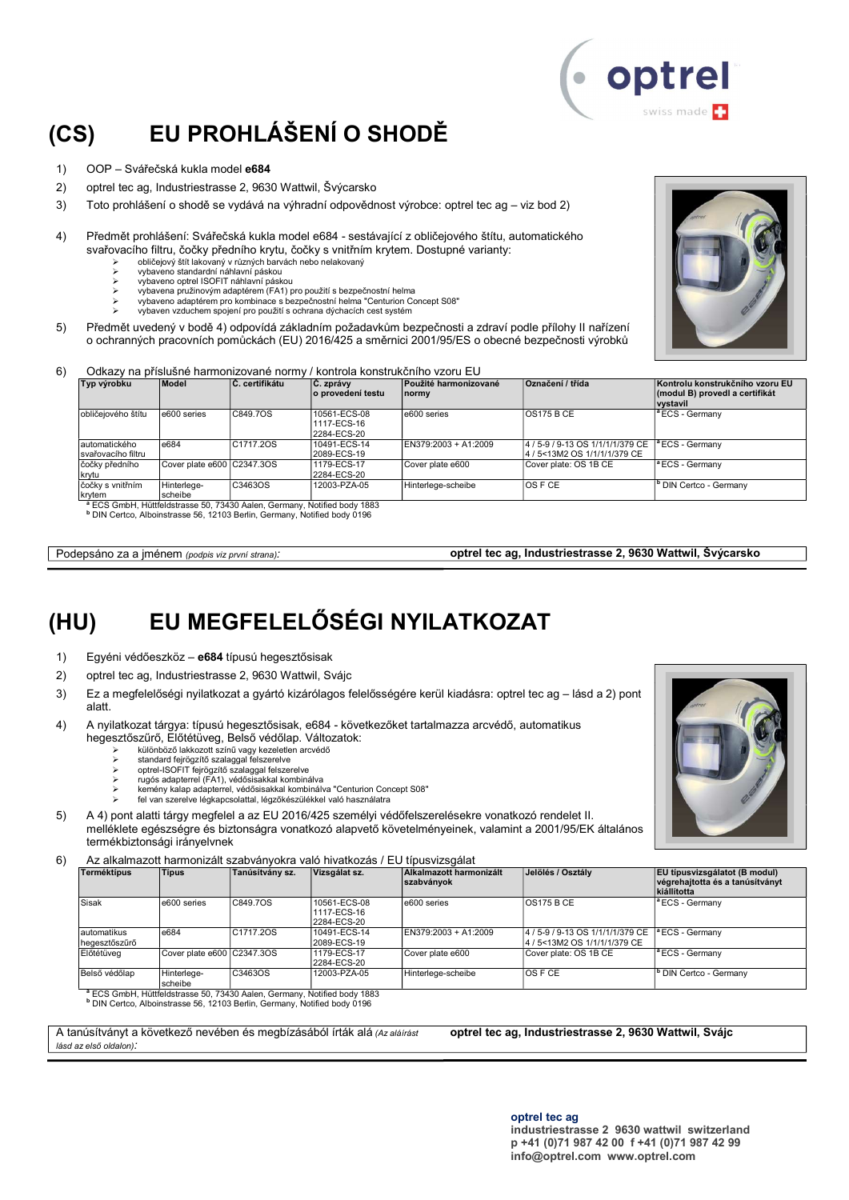# (CS) EU PROHLÁŠENÍ O SHODĚ

1) OOP – Svářečská kukla model **e684**
2) optrel tec ag, Industriestrasse 2, 9630 Wattwil, Švýcarsko
3) Toto prohlášení o shodě se vydává na výhradní odpovědnost výrobce: optrel tec ag – viz bod 2)
4) Předmět prohlášení: Svářečská kukla model e684 - sestávající z obličejového štítu, automatického svařovacího filtru, čočky předního krytu, čočky s vnitřním krytem. Dostupné varianty:
   - obličejový štít lakovaný v různých barvách nebo nelakovaný
   - vybaveno standardní náhlavní páskou
   - vybaveno optrel ISOFIT náhlavní páskou
   - vybavena pružinovým adaptérem (FA1) pro použití s bezpečnostní helma
   - vybaveno adaptérem pro kombinace s bezpečnostní helma "Centurion Concept S08"
   - vybaven vzduchem spojení pro použití s ochrana dýchacích cest systém
5) Předmět uvedený v bodě 4) odpovídá základním požadavkům bezpečnosti a zdraví podle přílohy II nařízení o ochranných pracovních pomůckách (EU) 2016/425 a směrnici 2001/95/ES o obecné bezpečnosti výrobků
6) Odkazy na příslušné harmonizované normy / kontrola konstrukčního vzoru EU

| Typ výrobku | Model | Č. certifikátu | Č. zprávy o provedení testu | Použité harmonizované normy | Označení / třída | Kontrolu konstrukčního vzoru EU (modul B) provedl a certifikát vystavil |
|---|---|---|---|---|---|---|
| obličejového štítu | e600 series | C849.7OS | 10561-ECS-08 1117-ECS-16 2284-ECS-20 | e600 series | OS175 B CE | [a] ECS - Germany |
| automatického svařovacího filtru | e684 | C1717.2OS | 10491-ECS-14 2089-ECS-19 | EN379:2003 + A1:2009 | 4 / 5-9 / 9-13 OS 1/1/1/1/379 CE 4 / 5<13M2 OS 1/1/1/1/379 CE | [a] ECS - Germany |
| čočky předního krytu | Cover plate e600 | C2347.3OS | 1179-ECS-17 2284-ECS-20 | Cover plate e600 | Cover plate: OS 1B CE | [a] ECS - Germany |
| čočky s vnitřním krytem | Hinterlege-scheibe | C3463OS | 12003-PZA-05 | Hinterlege-scheibe | OS F CE | [b] DIN Certco - Germany |

[a] ECS GmbH, Hüttfeldstrasse 50, 73430 Aalen, Germany, Notified body 1883
[b] DIN Certco, Alboinstrasse 56, 12103 Berlin, Germany, Notified body 0196

Podepsáno za a jménem *(podpis viz první strana)*: **optrel tec ag, Industriestrasse 2, 9630 Wattwil, Švýcarsko**

# (HU) EU MEGFELELŐSÉGI NYILATKOZAT

1) Egyéni védőeszköz – **e684** típusú hegesztősisak
2) optrel tec ag, Industriestrasse 2, 9630 Wattwil, Svájc
3) Ez a megfelelőségi nyilatkozat a gyártó kizárólagos felelősségére kerül kiadásra: optrel tec ag – lásd a 2) pont alatt.
4) A nyilatkozat tárgya: típusú hegesztősisak, e684 - következőket tartalmazza arcvédő, automatikus hegesztőszűrő, Előtétüveg, Belső védőlap. Változatok:
   - különböző lakkozott színű vagy kezeletlen arcvédő
   - standard fejrögzítő szalaggal felszerelve
   - optrel-ISOFIT fejrögzítő szalaggal felszerelve
   - rugós adapterrel (FA1), védősisakkal kombinálva
   - kemény kalap adapterrel, védősisakkal kombinálva "Centurion Concept S08"
   - fel van szerelve légkapcsolattal, légzőkészülékkel való használatra
5) A 4) pont alatti tárgy megfelel a az EU 2016/425 személyi védőfelszerelésekre vonatkozó rendelet II. melléklete egészségre és biztonságra vonatkozó alapvető követelményeinek, valamint a 2001/95/EK általános termékbiztonsági irányelvnek
6) Az alkalmazott harmonizált szabványokra való hivatkozás / EU típusvizsgálat

| Terméktípus | Típus | Tanúsítvány sz. | Vizsgálat sz. | Alkalmazott harmonizált szabványok | Jelölés / Osztály | EU típusvizsgálatot (B modul) végrehajtotta és a tanúsítványt kiállította |
|---|---|---|---|---|---|---|
| Sisak | e600 series | C849.7OS | 10561-ECS-08 1117-ECS-16 2284-ECS-20 | e600 series | OS175 B CE | [a] ECS - Germany |
| automatikus hegesztőszűrő | e684 | C1717.2OS | 10491-ECS-14 2089-ECS-19 | EN379:2003 + A1:2009 | 4 / 5-9 / 9-13 OS 1/1/1/1/379 CE 4 / 5<13M2 OS 1/1/1/1/379 CE | [a] ECS - Germany |
| Előtétüveg | Cover plate e600 | C2347.3OS | 1179-ECS-17 2284-ECS-20 | Cover plate e600 | Cover plate: OS 1B CE | [a] ECS - Germany |
| Belső védőlap | Hinterlege-scheibe | C3463OS | 12003-PZA-05 | Hinterlege-scheibe | OS F CE | [b] DIN Certco - Germany |

[a] ECS GmbH, Hüttfeldstrasse 50, 73430 Aalen, Germany, Notified body 1883
[b] DIN Certco, Alboinstrasse 56, 12103 Berlin, Germany, Notified body 0196

A tanúsítványt a következő nevében és megbízásából írták alá *(Az aláírást lásd az első oldalon)*: **optrel tec ag, Industriestrasse 2, 9630 Wattwil, Svájc**

**optrel tec ag**
**industriestrasse 2 9630 wattwil switzerland**
**p +41 (0)71 987 42 00 f +41 (0)71 987 42 99**
**info@optrel.com www.optrel.com**